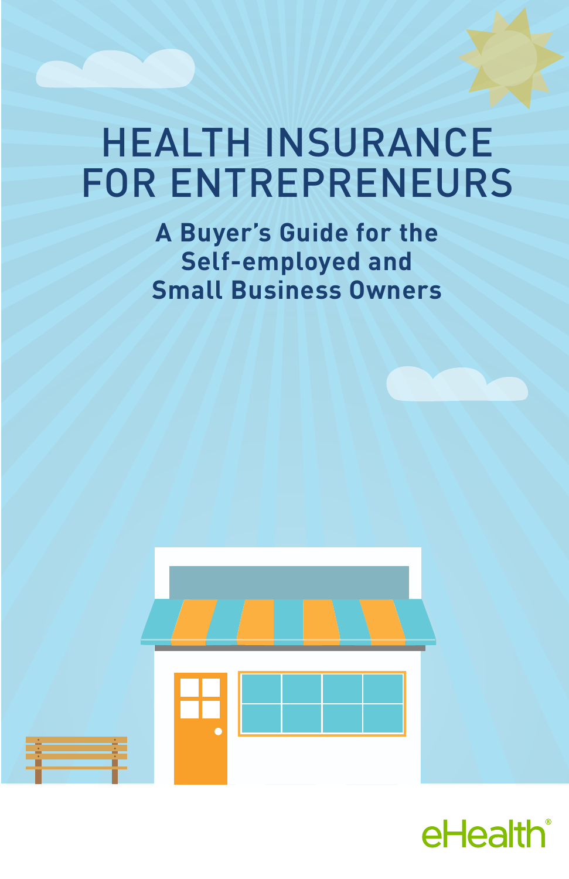# HEALTH INSURANCE FOR ENTREPRENEURS

## A Buyer's Guide for the Self-employed and Small Business Owners

eHealth®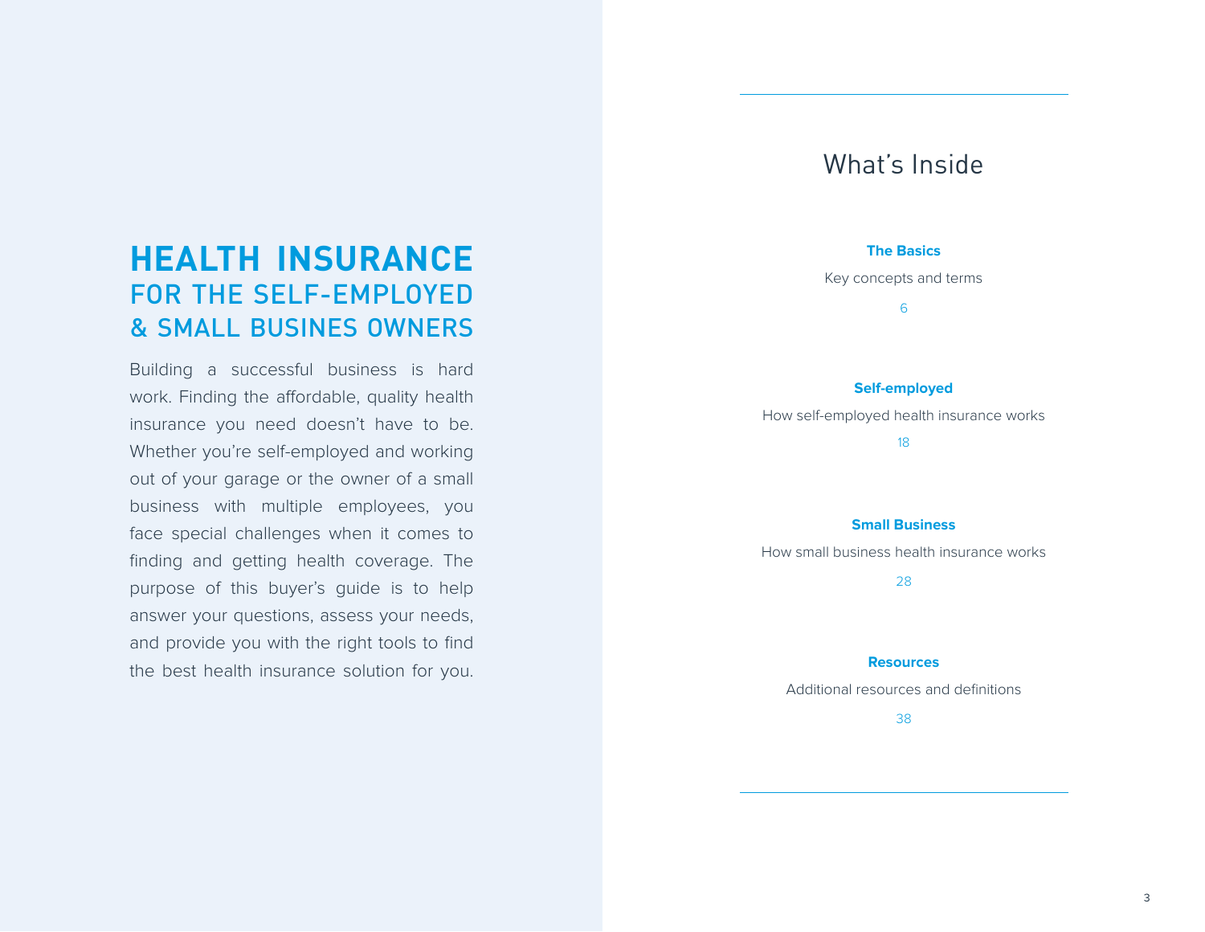# HEALTH INSURANCE
## FOR THE SELF-EMPLOYED & SMALL BUSINES OWNERS

Building a successful business is hard work. Finding the affordable, quality health insurance you need doesn't have to be. Whether you're self-employed and working out of your garage or the owner of a small business with multiple employees, you face special challenges when it comes to finding and getting health coverage. The purpose of this buyer's guide is to help answer your questions, assess your needs, and provide you with the right tools to find the best health insurance solution for you.

## What's Inside

**The Basics**
Key concepts and terms
6

**Self-employed**
How self-employed health insurance works
18

**Small Business**
How small business health insurance works
28

**Resources**
Additional resources and definitions
38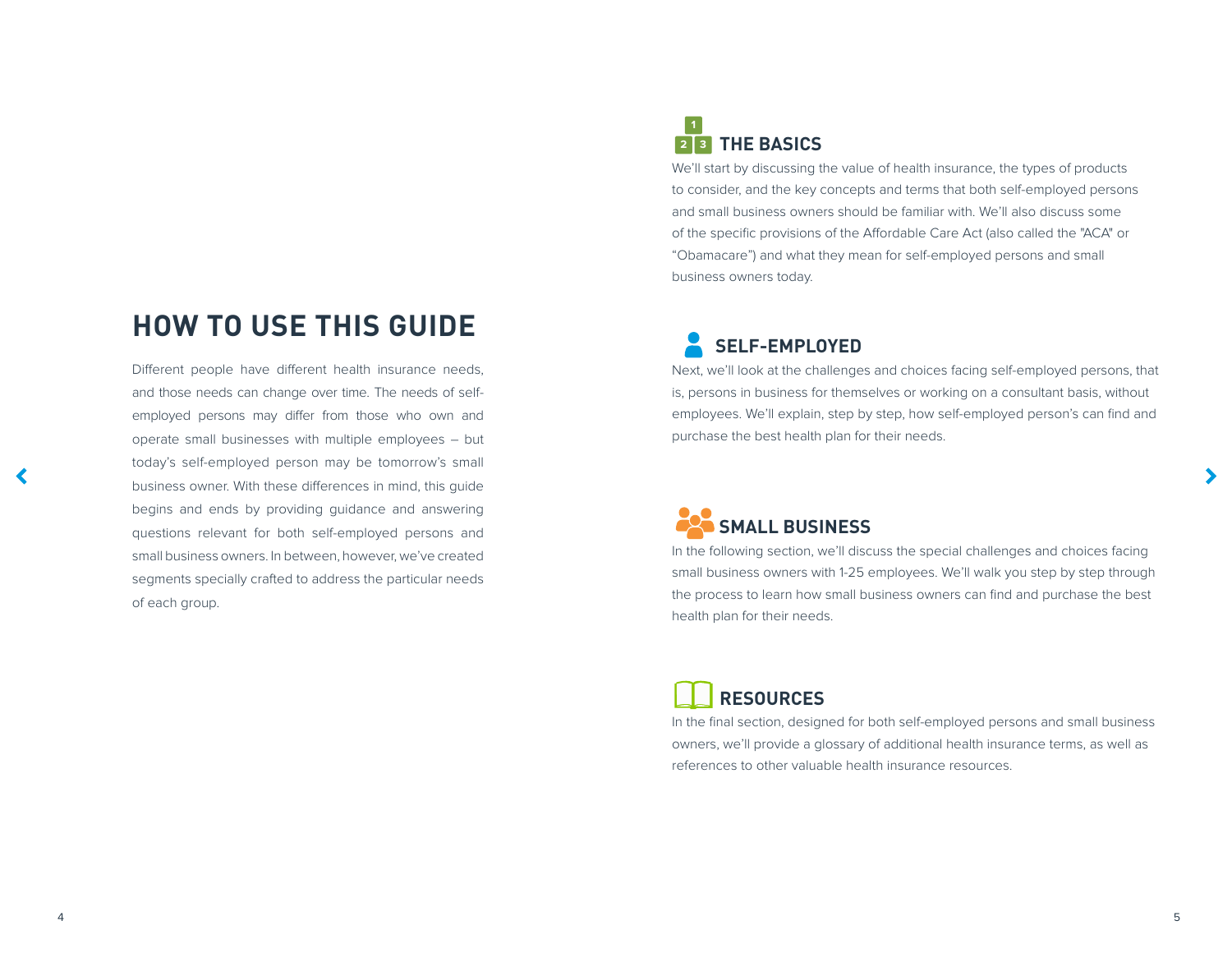# HOW TO USE THIS GUIDE

Different people have different health insurance needs, and those needs can change over time. The needs of self-employed persons may differ from those who own and operate small businesses with multiple employees – but today's self-employed person may be tomorrow's small business owner. With these differences in mind, this guide begins and ends by providing guidance and answering questions relevant for both self-employed persons and small business owners. In between, however, we've created segments specially crafted to address the particular needs of each group.

## THE BASICS

We'll start by discussing the value of health insurance, the types of products to consider, and the key concepts and terms that both self-employed persons and small business owners should be familiar with. We'll also discuss some of the specific provisions of the Affordable Care Act (also called the "ACA" or "Obamacare") and what they mean for self-employed persons and small business owners today.

## SELF-EMPLOYED

Next, we'll look at the challenges and choices facing self-employed persons, that is, persons in business for themselves or working on a consultant basis, without employees. We'll explain, step by step, how self-employed person's can find and purchase the best health plan for their needs.

## SMALL BUSINESS

In the following section, we'll discuss the special challenges and choices facing small business owners with 1-25 employees. We'll walk you step by step through the process to learn how small business owners can find and purchase the best health plan for their needs.

## RESOURCES

In the final section, designed for both self-employed persons and small business owners, we'll provide a glossary of additional health insurance terms, as well as references to other valuable health insurance resources.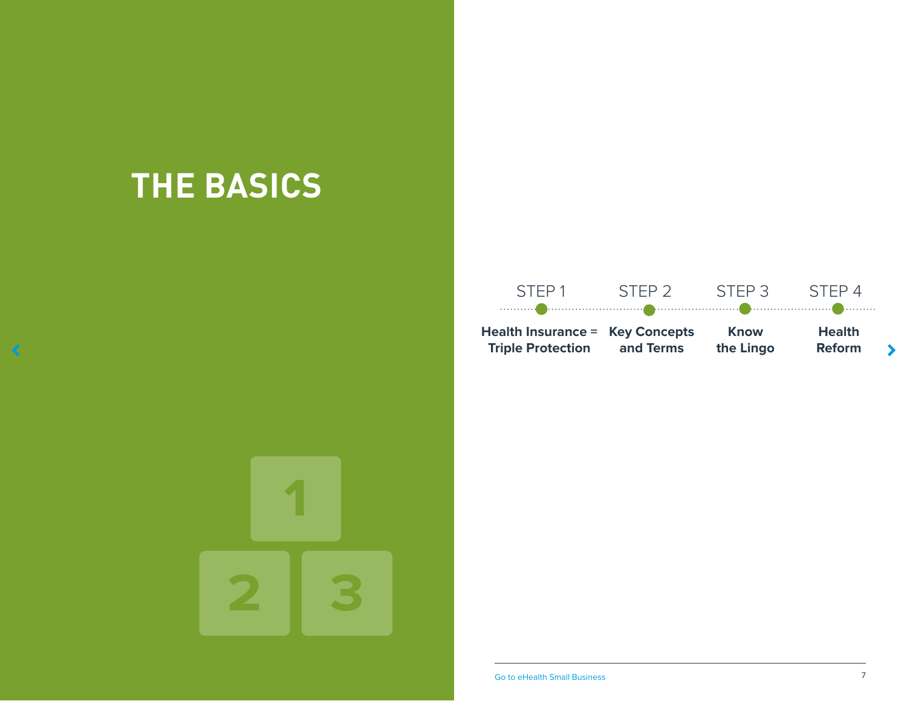# THE BASICS

STEP 1 — **Health Insurance = Triple Protection**

STEP 2 — **Key Concepts and Terms**

STEP 3 — **Know the Lingo**

STEP 4 — **Health Reform**

Go to eHealth Small Business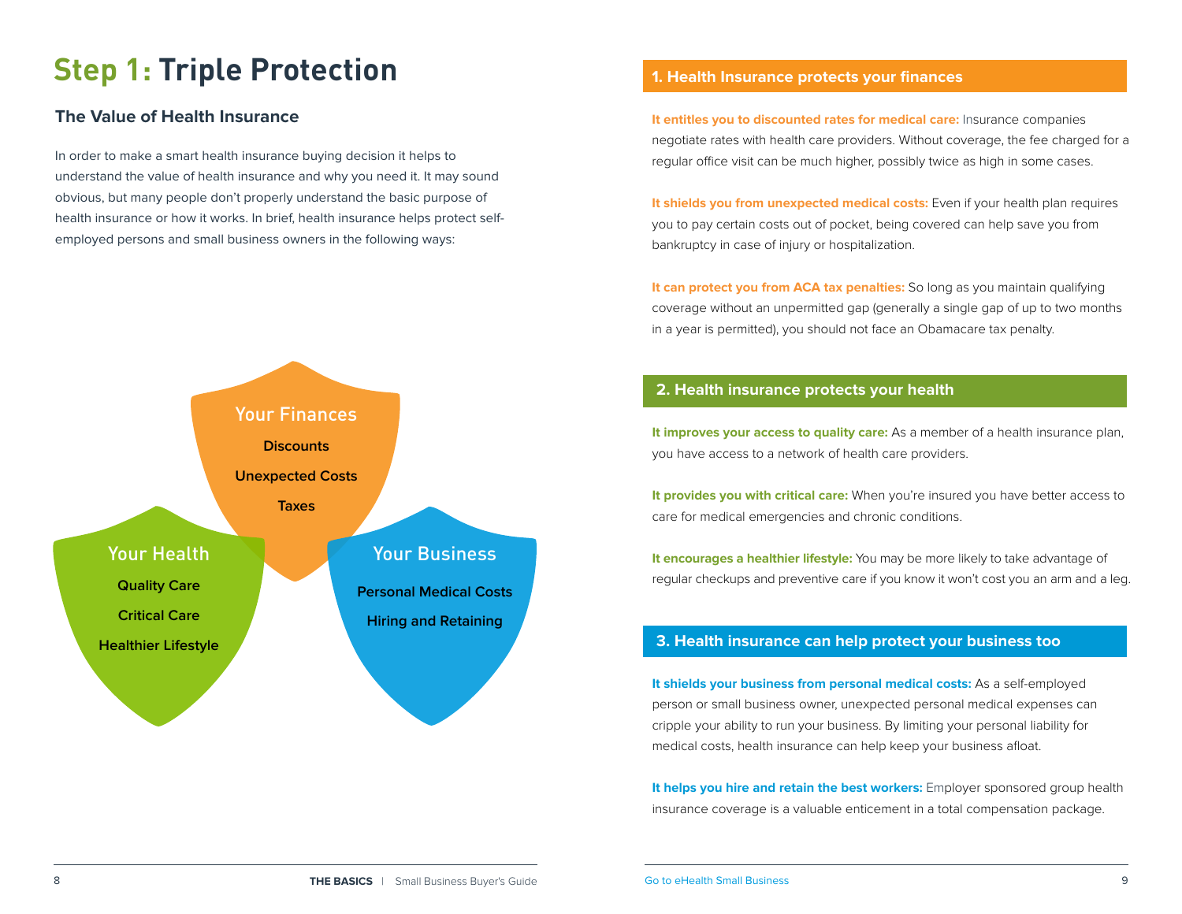# Step 1: Triple Protection

## The Value of Health Insurance

In order to make a smart health insurance buying decision it helps to understand the value of health insurance and why you need it. It may sound obvious, but many people don't properly understand the basic purpose of health insurance or how it works. In brief, health insurance helps protect self-employed persons and small business owners in the following ways:

**Your Finances**
- Discounts
- Unexpected Costs
- Taxes

**Your Health**
- Quality Care
- Critical Care
- Healthier Lifestyle

**Your Business**
- Personal Medical Costs
- Hiring and Retaining

### 1. Health Insurance protects your finances

**It entitles you to discounted rates for medical care:** Insurance companies negotiate rates with health care providers. Without coverage, the fee charged for a regular office visit can be much higher, possibly twice as high in some cases.

**It shields you from unexpected medical costs:** Even if your health plan requires you to pay certain costs out of pocket, being covered can help save you from bankruptcy in case of injury or hospitalization.

**It can protect you from ACA tax penalties:** So long as you maintain qualifying coverage without an unpermitted gap (generally a single gap of up to two months in a year is permitted), you should not face an Obamacare tax penalty.

### 2. Health insurance protects your health

**It improves your access to quality care:** As a member of a health insurance plan, you have access to a network of health care providers.

**It provides you with critical care:** When you're insured you have better access to care for medical emergencies and chronic conditions.

**It encourages a healthier lifestyle:** You may be more likely to take advantage of regular checkups and preventive care if you know it won't cost you an arm and a leg.

### 3. Health insurance can help protect your business too

**It shields your business from personal medical costs:** As a self-employed person or small business owner, unexpected personal medical expenses can cripple your ability to run your business. By limiting your personal liability for medical costs, health insurance can help keep your business afloat.

**It helps you hire and retain the best workers:** Employer sponsored group health insurance coverage is a valuable enticement in a total compensation package.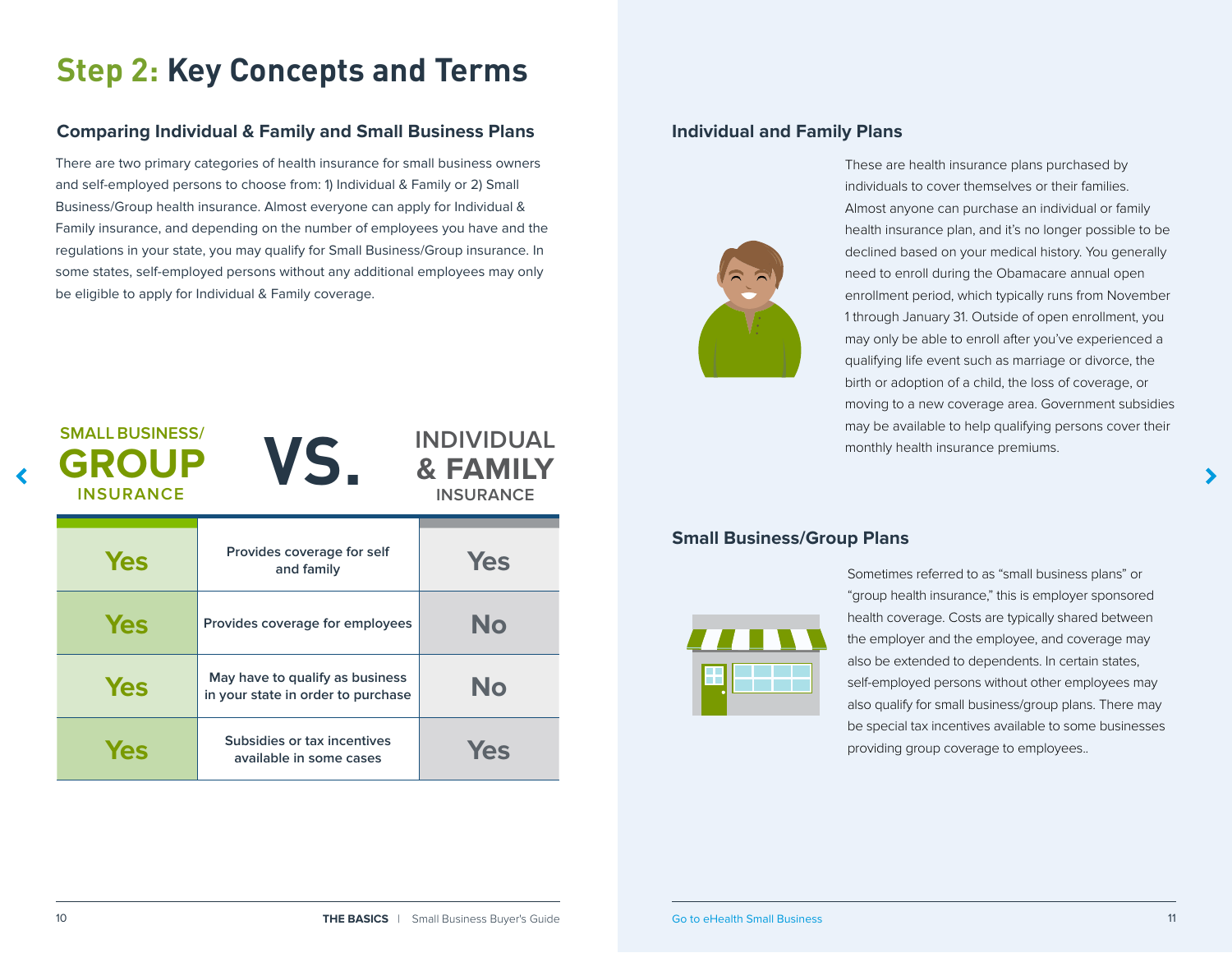# Step 2: Key Concepts and Terms

## Comparing Individual & Family and Small Business Plans

There are two primary categories of health insurance for small business owners and self-employed persons to choose from: 1) Individual & Family or 2) Small Business/Group health insurance. Almost everyone can apply for Individual & Family insurance, and depending on the number of employees you have and the regulations in your state, you may qualify for Small Business/Group insurance. In some states, self-employed persons without any additional employees may only be eligible to apply for Individual & Family coverage.

| SMALL BUSINESS/ GROUP INSURANCE | VS. | INDIVIDUAL & FAMILY INSURANCE |
|---|---|---|
| Yes | Provides coverage for self and family | Yes |
| Yes | Provides coverage for employees | No |
| Yes | May have to qualify as business in your state in order to purchase | No |
| Yes | Subsidies or tax incentives available in some cases | Yes |

## Individual and Family Plans

These are health insurance plans purchased by individuals to cover themselves or their families. Almost anyone can purchase an individual or family health insurance plan, and it's no longer possible to be declined based on your medical history. You generally need to enroll during the Obamacare annual open enrollment period, which typically runs from November 1 through January 31. Outside of open enrollment, you may only be able to enroll after you've experienced a qualifying life event such as marriage or divorce, the birth or adoption of a child, the loss of coverage, or moving to a new coverage area. Government subsidies may be available to help qualifying persons cover their monthly health insurance premiums.

## Small Business/Group Plans

Sometimes referred to as "small business plans" or "group health insurance," this is employer sponsored health coverage. Costs are typically shared between the employer and the employee, and coverage may also be extended to dependents. In certain states, self-employed persons without other employees may also qualify for small business/group plans. There may be special tax incentives available to some businesses providing group coverage to employees..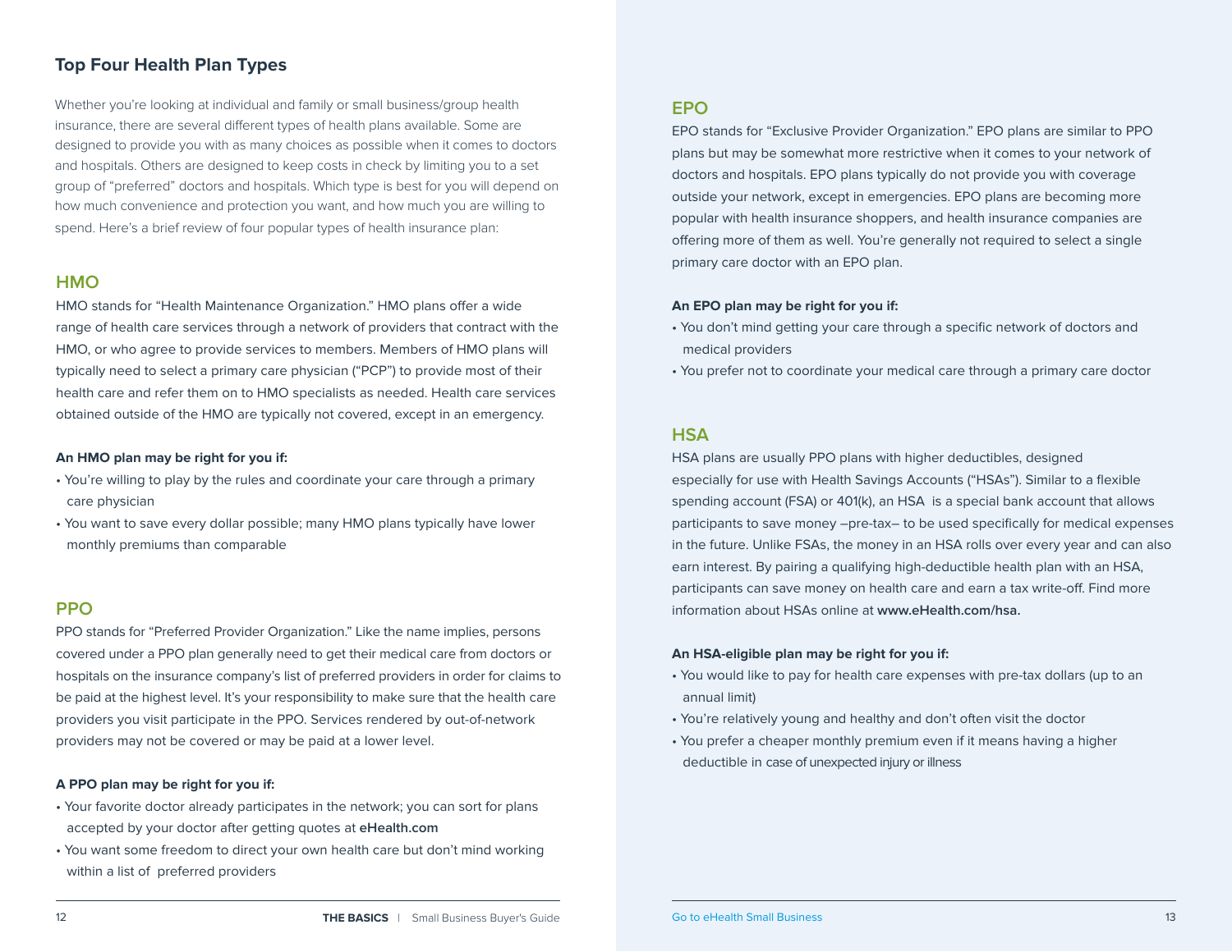## Top Four Health Plan Types

Whether you're looking at individual and family or small business/group health insurance, there are several different types of health plans available. Some are designed to provide you with as many choices as possible when it comes to doctors and hospitals. Others are designed to keep costs in check by limiting you to a set group of "preferred" doctors and hospitals. Which type is best for you will depend on how much convenience and protection you want, and how much you are willing to spend. Here's a brief review of four popular types of health insurance plan:

### HMO

HMO stands for "Health Maintenance Organization." HMO plans offer a wide range of health care services through a network of providers that contract with the HMO, or who agree to provide services to members. Members of HMO plans will typically need to select a primary care physician ("PCP") to provide most of their health care and refer them on to HMO specialists as needed. Health care services obtained outside of the HMO are typically not covered, except in an emergency.

**An HMO plan may be right for you if:**

- You're willing to play by the rules and coordinate your care through a primary care physician
- You want to save every dollar possible; many HMO plans typically have lower monthly premiums than comparable

### PPO

PPO stands for "Preferred Provider Organization." Like the name implies, persons covered under a PPO plan generally need to get their medical care from doctors or hospitals on the insurance company's list of preferred providers in order for claims to be paid at the highest level. It's your responsibility to make sure that the health care providers you visit participate in the PPO. Services rendered by out-of-network providers may not be covered or may be paid at a lower level.

**A PPO plan may be right for you if:**

- Your favorite doctor already participates in the network; you can sort for plans accepted by your doctor after getting quotes at **eHealth.com**
- You want some freedom to direct your own health care but don't mind working within a list of preferred providers

### EPO

EPO stands for "Exclusive Provider Organization." EPO plans are similar to PPO plans but may be somewhat more restrictive when it comes to your network of doctors and hospitals. EPO plans typically do not provide you with coverage outside your network, except in emergencies. EPO plans are becoming more popular with health insurance shoppers, and health insurance companies are offering more of them as well. You're generally not required to select a single primary care doctor with an EPO plan.

**An EPO plan may be right for you if:**

- You don't mind getting your care through a specific network of doctors and medical providers
- You prefer not to coordinate your medical care through a primary care doctor

### HSA

HSA plans are usually PPO plans with higher deductibles, designed especially for use with Health Savings Accounts ("HSAs"). Similar to a flexible spending account (FSA) or 401(k), an HSA is a special bank account that allows participants to save money –pre-tax– to be used specifically for medical expenses in the future. Unlike FSAs, the money in an HSA rolls over every year and can also earn interest. By pairing a qualifying high-deductible health plan with an HSA, participants can save money on health care and earn a tax write-off. Find more information about HSAs online at **www.eHealth.com/hsa.**

**An HSA-eligible plan may be right for you if:**

- You would like to pay for health care expenses with pre-tax dollars (up to an annual limit)
- You're relatively young and healthy and don't often visit the doctor
- You prefer a cheaper monthly premium even if it means having a higher deductible in case of unexpected injury or illness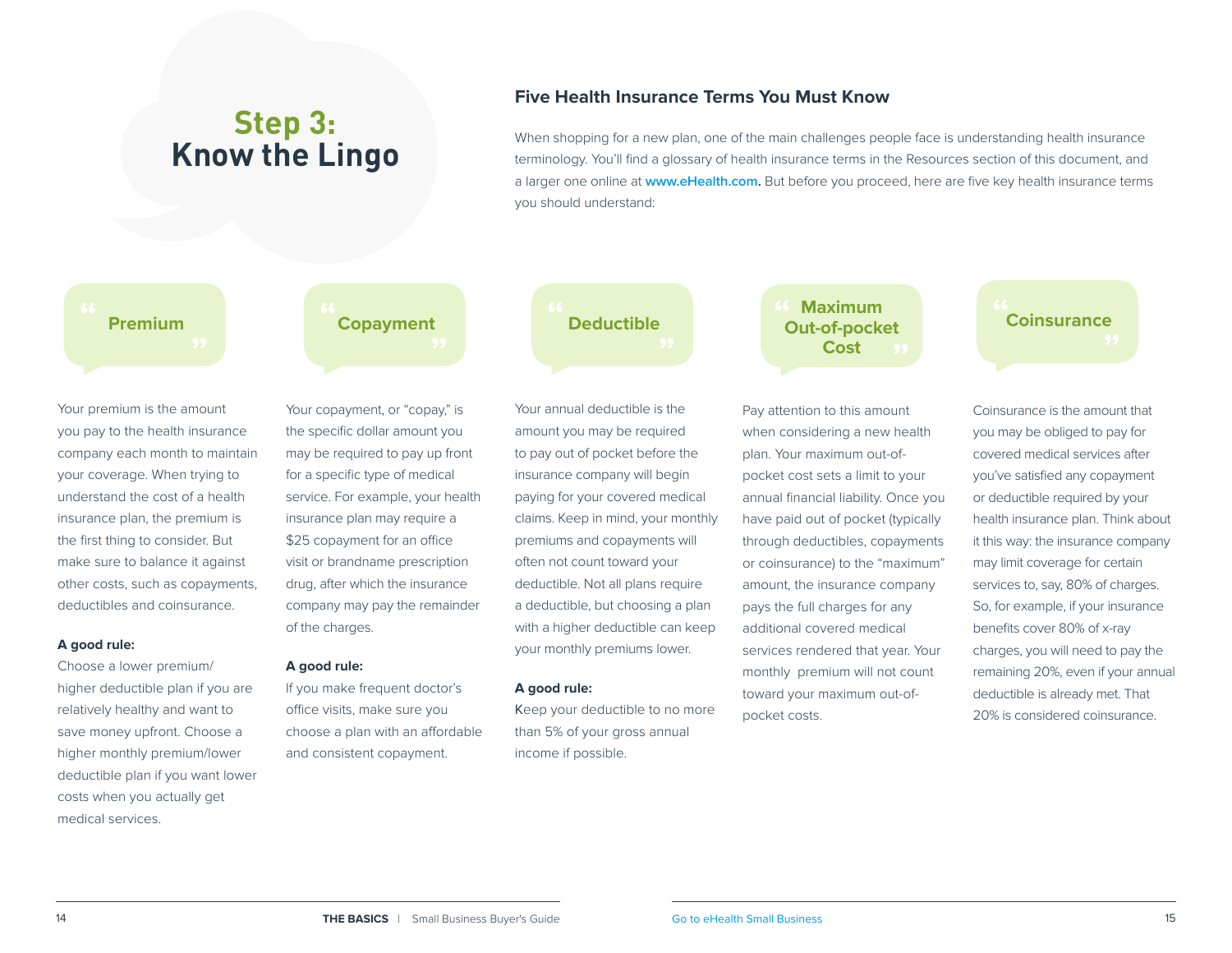# Step 3: Know the Lingo

## Five Health Insurance Terms You Must Know

When shopping for a new plan, one of the main challenges people face is understanding health insurance terminology. You'll find a glossary of health insurance terms in the Resources section of this document, and a larger one online at **www.eHealth.com.** But before you proceed, here are five key health insurance terms you should understand:

### "Premium"

Your premium is the amount you pay to the health insurance company each month to maintain your coverage. When trying to understand the cost of a health insurance plan, the premium is the first thing to consider. But make sure to balance it against other costs, such as copayments, deductibles and coinsurance.

**A good rule:**
Choose a lower premium/higher deductible plan if you are relatively healthy and want to save money upfront. Choose a higher monthly premium/lower deductible plan if you want lower costs when you actually get medical services.

### "Copayment"

Your copayment, or "copay," is the specific dollar amount you may be required to pay up front for a specific type of medical service. For example, your health insurance plan may require a $25 copayment for an office visit or brandname prescription drug, after which the insurance company may pay the remainder of the charges.

**A good rule:**
If you make frequent doctor's office visits, make sure you choose a plan with an affordable and consistent copayment.

### "Deductible"

Your annual deductible is the amount you may be required to pay out of pocket before the insurance company will begin paying for your covered medical claims. Keep in mind, your monthly premiums and copayments will often not count toward your deductible. Not all plans require a deductible, but choosing a plan with a higher deductible can keep your monthly premiums lower.

**A good rule:**
Keep your deductible to no more than 5% of your gross annual income if possible.

### "Maximum Out-of-pocket Cost"

Pay attention to this amount when considering a new health plan. Your maximum out-of-pocket cost sets a limit to your annual financial liability. Once you have paid out of pocket (typically through deductibles, copayments or coinsurance) to the "maximum" amount, the insurance company pays the full charges for any additional covered medical services rendered that year. Your monthly premium will not count toward your maximum out-of-pocket costs.

### "Coinsurance"

Coinsurance is the amount that you may be obliged to pay for covered medical services after you've satisfied any copayment or deductible required by your health insurance plan. Think about it this way: the insurance company may limit coverage for certain services to, say, 80% of charges. So, for example, if your insurance benefits cover 80% of x-ray charges, you will need to pay the remaining 20%, even if your annual deductible is already met. That 20% is considered coinsurance.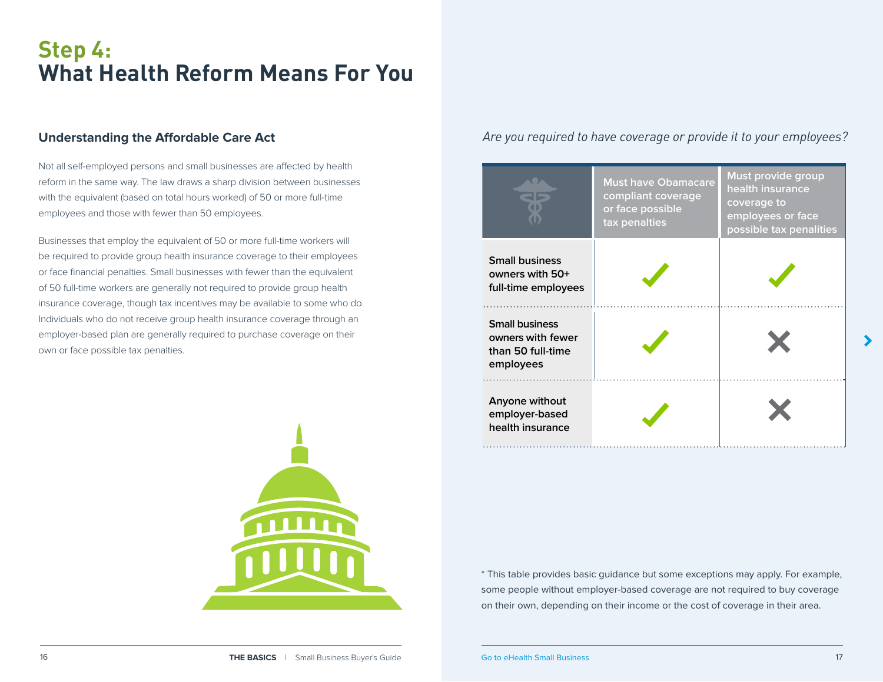# Step 4: What Health Reform Means For You

## Understanding the Affordable Care Act

Not all self-employed persons and small businesses are affected by health reform in the same way. The law draws a sharp division between businesses with the equivalent (based on total hours worked) of 50 or more full-time employees and those with fewer than 50 employees.

Businesses that employ the equivalent of 50 or more full-time workers will be required to provide group health insurance coverage to their employees or face financial penalties. Small businesses with fewer than the equivalent of 50 full-time workers are generally not required to provide group health insurance coverage, though tax incentives may be available to some who do. Individuals who do not receive group health insurance coverage through an employer-based plan are generally required to purchase coverage on their own or face possible tax penalties.

*Are you required to have coverage or provide it to your employees?*

| | Must have Obamacare compliant coverage or face possible tax penalties | Must provide group health insurance coverage to employees or face possible tax penalities |
|---|---|---|
| **Small business owners with 50+ full-time employees** | ✓ | ✓ |
| **Small business owners with fewer than 50 full-time employees** | ✓ | ✗ |
| **Anyone without employer-based health insurance** | ✓ | ✗ |

* This table provides basic guidance but some exceptions may apply. For example, some people without employer-based coverage are not required to buy coverage on their own, depending on their income or the cost of coverage in their area.

Go to eHealth Small Business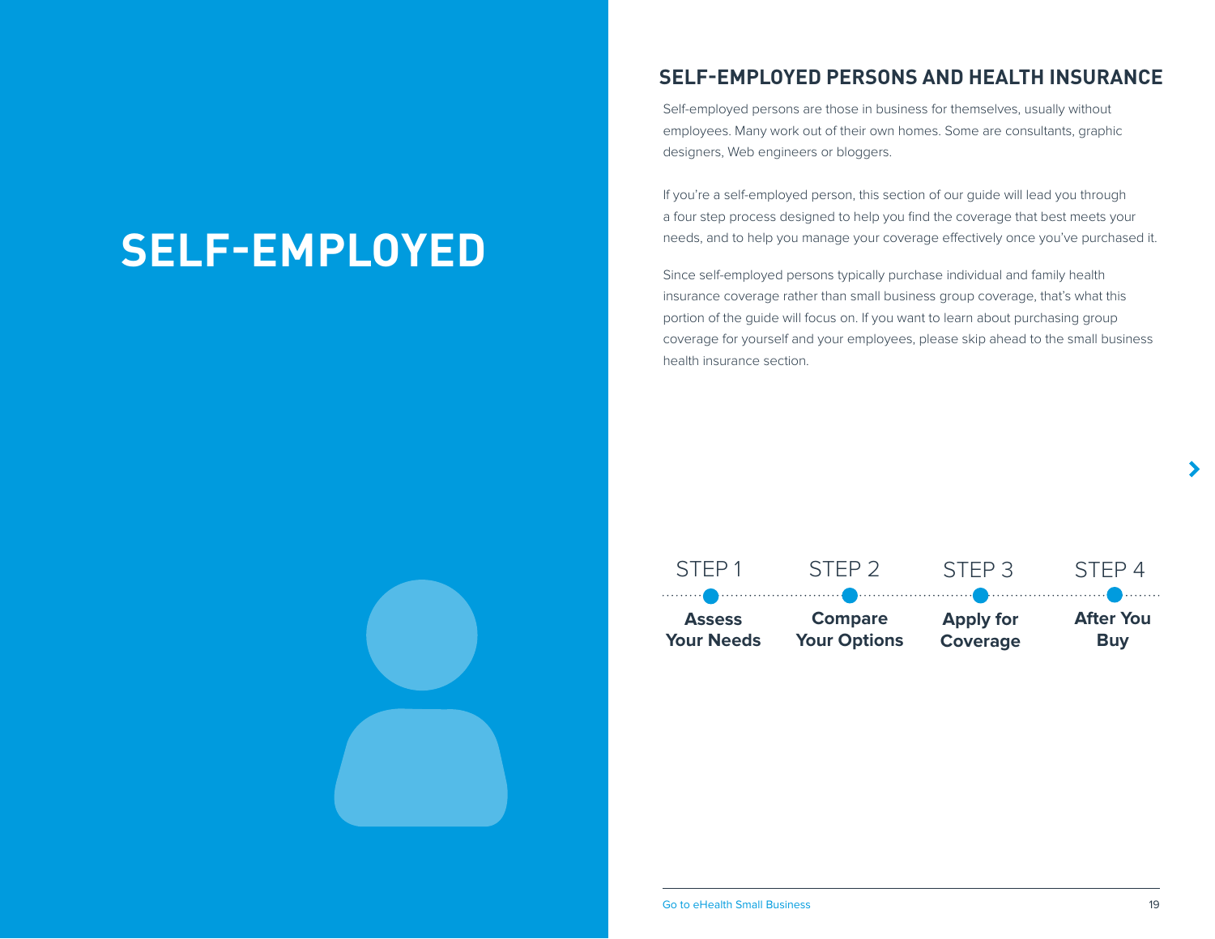# SELF-EMPLOYED

## SELF-EMPLOYED PERSONS AND HEALTH INSURANCE

Self-employed persons are those in business for themselves, usually without employees. Many work out of their own homes. Some are consultants, graphic designers, Web engineers or bloggers.

If you're a self-employed person, this section of our guide will lead you through a four step process designed to help you find the coverage that best meets your needs, and to help you manage your coverage effectively once you've purchased it.

Since self-employed persons typically purchase individual and family health insurance coverage rather than small business group coverage, that's what this portion of the guide will focus on. If you want to learn about purchasing group coverage for yourself and your employees, please skip ahead to the small business health insurance section.

| STEP 1 | STEP 2 | STEP 3 | STEP 4 |
|---|---|---|---|
| **Assess Your Needs** | **Compare Your Options** | **Apply for Coverage** | **After You Buy** |

Go to eHealth Small Business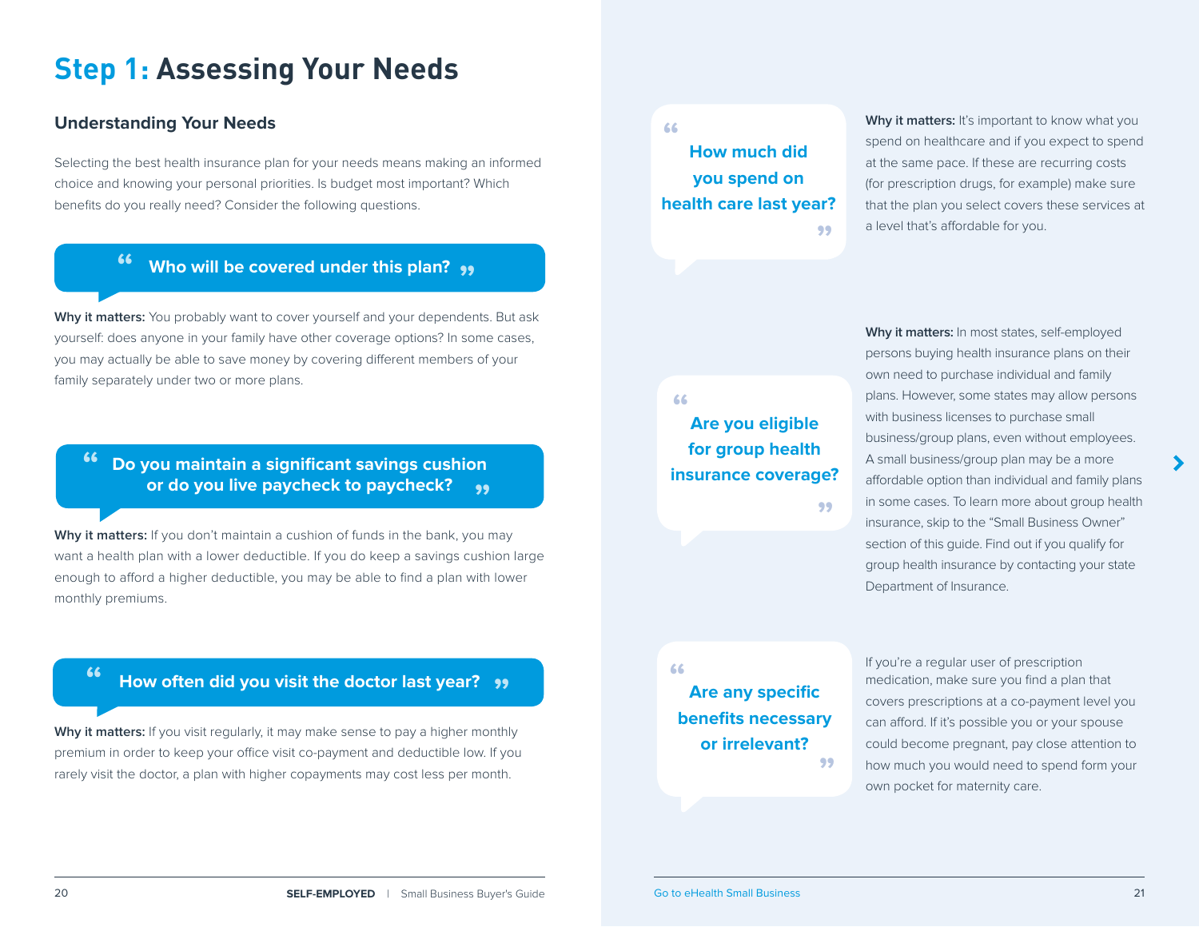# Step 1: Assessing Your Needs

## Understanding Your Needs

Selecting the best health insurance plan for your needs means making an informed choice and knowing your personal priorities. Is budget most important? Which benefits do you really need? Consider the following questions.

### "Who will be covered under this plan?"

**Why it matters:** You probably want to cover yourself and your dependents. But ask yourself: does anyone in your family have other coverage options? In some cases, you may actually be able to save money by covering different members of your family separately under two or more plans.

### "Do you maintain a significant savings cushion or do you live paycheck to paycheck?"

**Why it matters:** If you don't maintain a cushion of funds in the bank, you may want a health plan with a lower deductible. If you do keep a savings cushion large enough to afford a higher deductible, you may be able to find a plan with lower monthly premiums.

### "How often did you visit the doctor last year?"

**Why it matters:** If you visit regularly, it may make sense to pay a higher monthly premium in order to keep your office visit co-payment and deductible low. If you rarely visit the doctor, a plan with higher copayments may cost less per month.

### "How much did you spend on health care last year?"

**Why it matters:** It's important to know what you spend on healthcare and if you expect to spend at the same pace. If these are recurring costs (for prescription drugs, for example) make sure that the plan you select covers these services at a level that's affordable for you.

### "Are you eligible for group health insurance coverage?"

**Why it matters:** In most states, self-employed persons buying health insurance plans on their own need to purchase individual and family plans. However, some states may allow persons with business licenses to purchase small business/group plans, even without employees. A small business/group plan may be a more affordable option than individual and family plans in some cases. To learn more about group health insurance, skip to the "Small Business Owner" section of this guide. Find out if you qualify for group health insurance by contacting your state Department of Insurance.

### "Are any specific benefits necessary or irrelevant?"

If you're a regular user of prescription medication, make sure you find a plan that covers prescriptions at a co-payment level you can afford. If it's possible you or your spouse could become pregnant, pay close attention to how much you would need to spend form your own pocket for maternity care.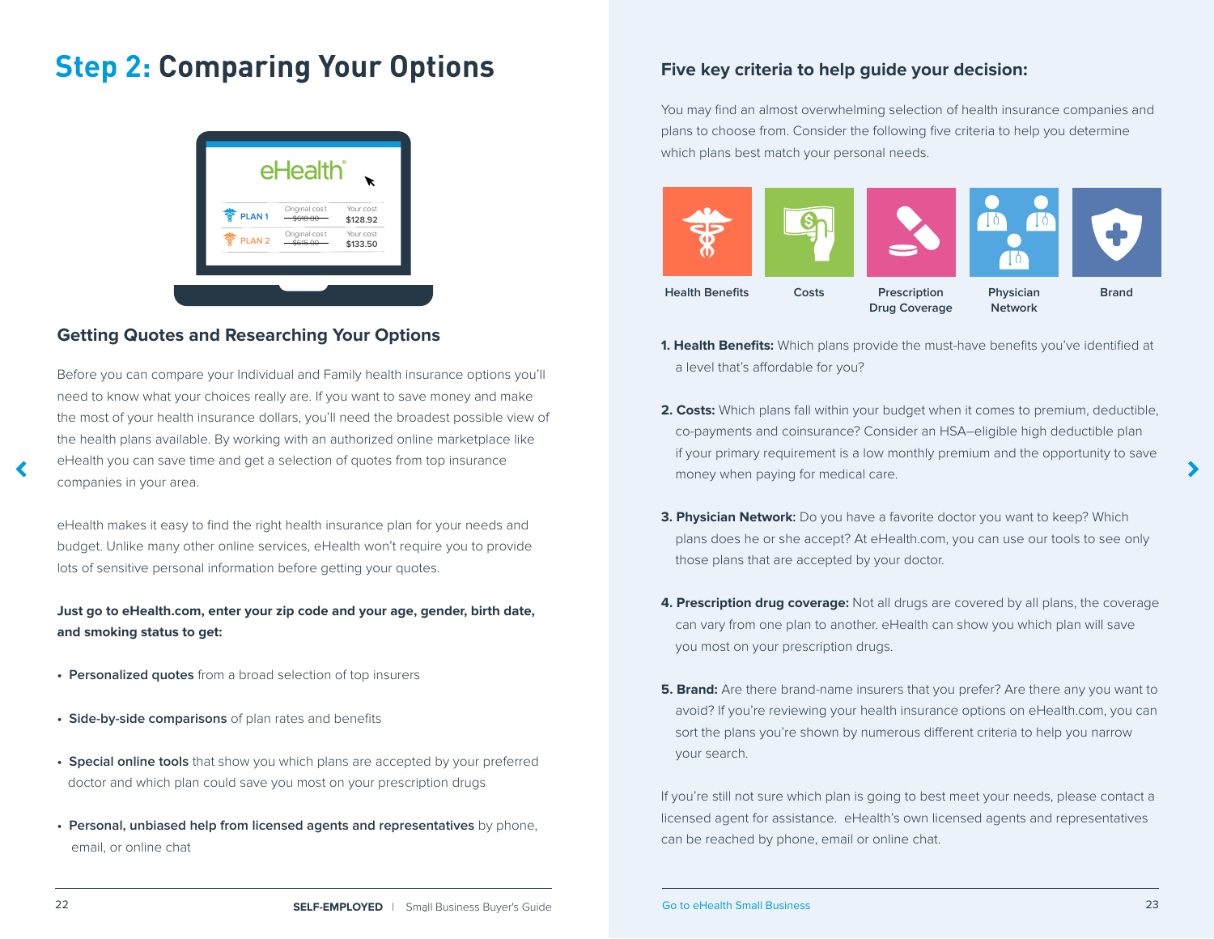# Step 2: Comparing Your Options

## Getting Quotes and Researching Your Options

Before you can compare your Individual and Family health insurance options you'll need to know what your choices really are. If you want to save money and make the most of your health insurance dollars, you'll need the broadest possible view of the health plans available. By working with an authorized online marketplace like eHealth you can save time and get a selection of quotes from top insurance companies in your area.

eHealth makes it easy to find the right health insurance plan for your needs and budget. Unlike many other online services, eHealth won't require you to provide lots of sensitive personal information before getting your quotes.

**Just go to eHealth.com, enter your zip code and your age, gender, birth date, and smoking status to get:**

- **Personalized quotes** from a broad selection of top insurers
- **Side-by-side comparisons** of plan rates and benefits
- **Special online tools** that show you which plans are accepted by your preferred doctor and which plan could save you most on your prescription drugs
- **Personal, unbiased help from licensed agents and representatives** by phone, email, or online chat

### Five key criteria to help guide your decision:

You may find an almost overwhelming selection of health insurance companies and plans to choose from. Consider the following five criteria to help you determine which plans best match your personal needs.

Health Benefits | Costs | Prescription Drug Coverage | Physician Network | Brand

1. **Health Benefits:** Which plans provide the must-have benefits you've identified at a level that's affordable for you?

2. **Costs:** Which plans fall within your budget when it comes to premium, deductible, co-payments and coinsurance? Consider an HSA–eligible high deductible plan if your primary requirement is a low monthly premium and the opportunity to save money when paying for medical care.

3. **Physician Network:** Do you have a favorite doctor you want to keep? Which plans does he or she accept? At eHealth.com, you can use our tools to see only those plans that are accepted by your doctor.

4. **Prescription drug coverage:** Not all drugs are covered by all plans, the coverage can vary from one plan to another. eHealth can show you which plan will save you most on your prescription drugs.

5. **Brand:** Are there brand-name insurers that you prefer? Are there any you want to avoid? If you're reviewing your health insurance options on eHealth.com, you can sort the plans you're shown by numerous different criteria to help you narrow your search.

If you're still not sure which plan is going to best meet your needs, please contact a licensed agent for assistance. eHealth's own licensed agents and representatives can be reached by phone, email or online chat.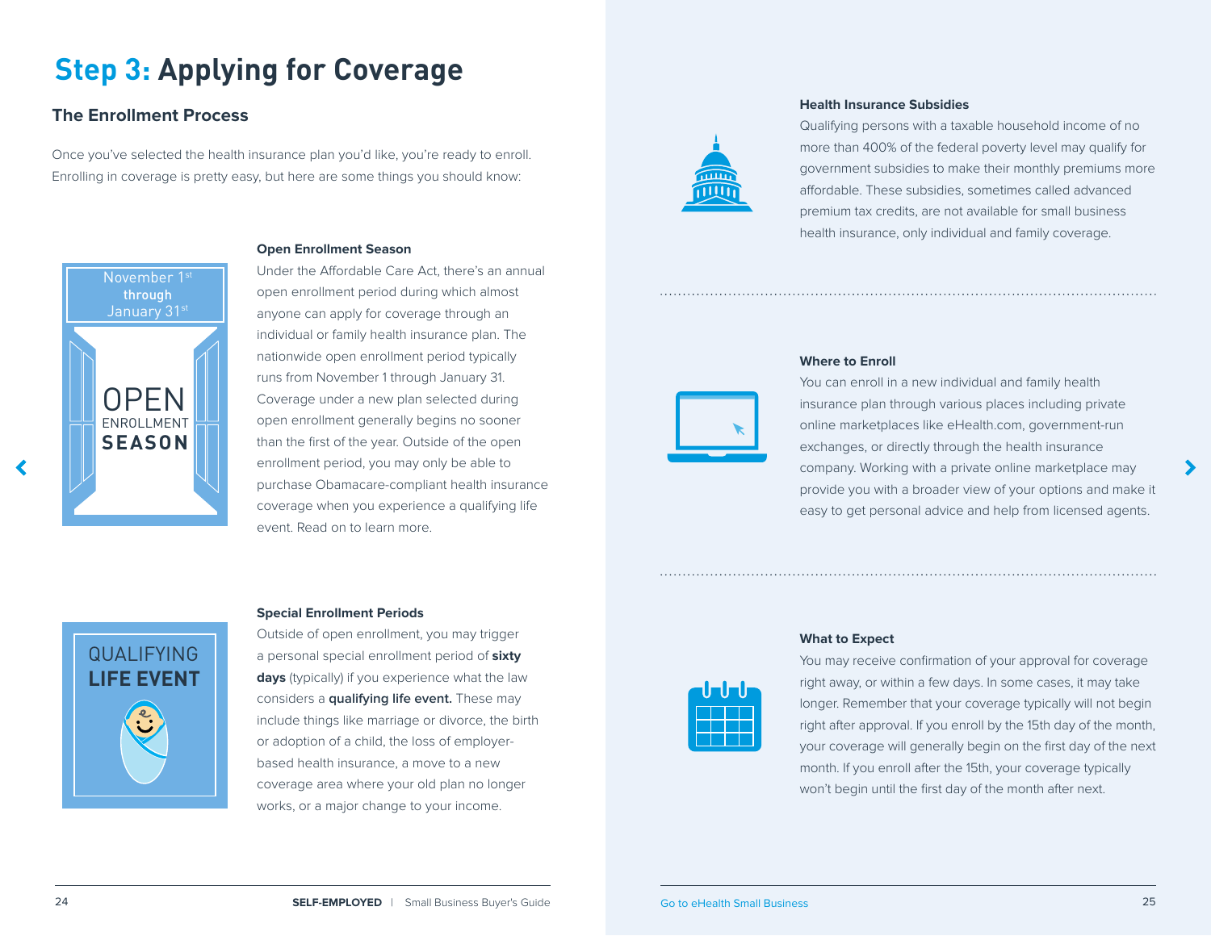# Step 3: Applying for Coverage

## The Enrollment Process

Once you've selected the health insurance plan you'd like, you're ready to enroll. Enrolling in coverage is pretty easy, but here are some things you should know:

November 1st through January 31st

OPEN ENROLLMENT SEASON

### Open Enrollment Season

Under the Affordable Care Act, there's an annual open enrollment period during which almost anyone can apply for coverage through an individual or family health insurance plan. The nationwide open enrollment period typically runs from November 1 through January 31. Coverage under a new plan selected during open enrollment generally begins no sooner than the first of the year. Outside of the open enrollment period, you may only be able to purchase Obamacare-compliant health insurance coverage when you experience a qualifying life event. Read on to learn more.

QUALIFYING LIFE EVENT

### Special Enrollment Periods

Outside of open enrollment, you may trigger a personal special enrollment period of **sixty days** (typically) if you experience what the law considers a **qualifying life event.** These may include things like marriage or divorce, the birth or adoption of a child, the loss of employer-based health insurance, a move to a new coverage area where your old plan no longer works, or a major change to your income.

### Health Insurance Subsidies

Qualifying persons with a taxable household income of no more than 400% of the federal poverty level may qualify for government subsidies to make their monthly premiums more affordable. These subsidies, sometimes called advanced premium tax credits, are not available for small business health insurance, only individual and family coverage.

### Where to Enroll

You can enroll in a new individual and family health insurance plan through various places including private online marketplaces like eHealth.com, government-run exchanges, or directly through the health insurance company. Working with a private online marketplace may provide you with a broader view of your options and make it easy to get personal advice and help from licensed agents.

### What to Expect

You may receive confirmation of your approval for coverage right away, or within a few days. In some cases, it may take longer. Remember that your coverage typically will not begin right after approval. If you enroll by the 15th day of the month, your coverage will generally begin on the first day of the next month. If you enroll after the 15th, your coverage typically won't begin until the first day of the month after next.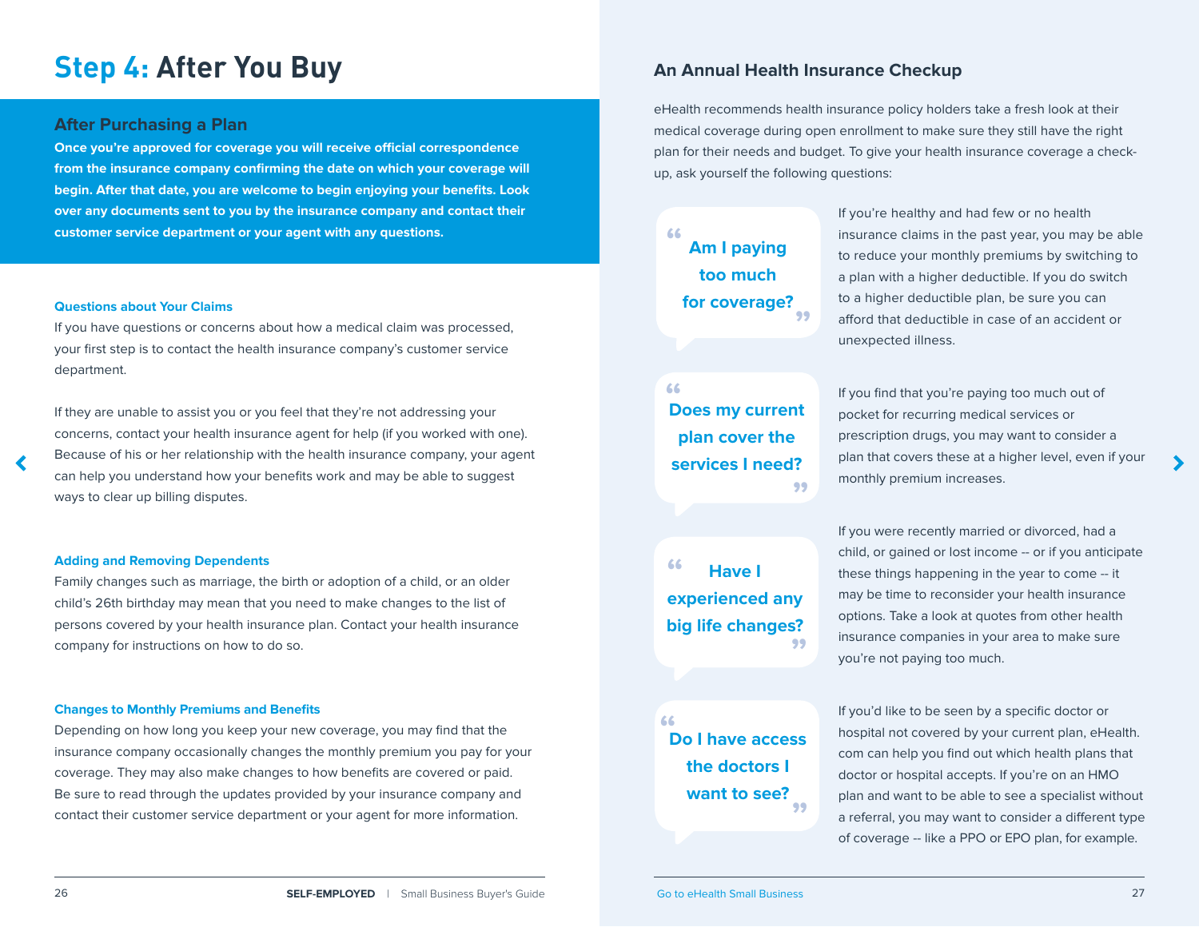# **Step 4:** After You Buy

## After Purchasing a Plan

**Once you're approved for coverage you will receive official correspondence from the insurance company confirming the date on which your coverage will begin. After that date, you are welcome to begin enjoying your benefits. Look over any documents sent to you by the insurance company and contact their customer service department or your agent with any questions.**

### Questions about Your Claims

If you have questions or concerns about how a medical claim was processed, your first step is to contact the health insurance company's customer service department.

If they are unable to assist you or you feel that they're not addressing your concerns, contact your health insurance agent for help (if you worked with one). Because of his or her relationship with the health insurance company, your agent can help you understand how your benefits work and may be able to suggest ways to clear up billing disputes.

### Adding and Removing Dependents

Family changes such as marriage, the birth or adoption of a child, or an older child's 26th birthday may mean that you need to make changes to the list of persons covered by your health insurance plan. Contact your health insurance company for instructions on how to do so.

### Changes to Monthly Premiums and Benefits

Depending on how long you keep your new coverage, you may find that the insurance company occasionally changes the monthly premium you pay for your coverage. They may also make changes to how benefits are covered or paid. Be sure to read through the updates provided by your insurance company and contact their customer service department or your agent for more information.

## An Annual Health Insurance Checkup

eHealth recommends health insurance policy holders take a fresh look at their medical coverage during open enrollment to make sure they still have the right plan for their needs and budget. To give your health insurance coverage a check-up, ask yourself the following questions:

**"Am I paying too much for coverage?"**

If you're healthy and had few or no health insurance claims in the past year, you may be able to reduce your monthly premiums by switching to a plan with a higher deductible. If you do switch to a higher deductible plan, be sure you can afford that deductible in case of an accident or unexpected illness.

**"Does my current plan cover the services I need?"**

If you find that you're paying too much out of pocket for recurring medical services or prescription drugs, you may want to consider a plan that covers these at a higher level, even if your monthly premium increases.

**"Have I experienced any big life changes?"**

If you were recently married or divorced, had a child, or gained or lost income -- or if you anticipate these things happening in the year to come -- it may be time to reconsider your health insurance options. Take a look at quotes from other health insurance companies in your area to make sure you're not paying too much.

**"Do I have access the doctors I want to see?"**

If you'd like to be seen by a specific doctor or hospital not covered by your current plan, eHealth.com can help you find out which health plans that doctor or hospital accepts. If you're on an HMO plan and want to be able to see a specialist without a referral, you may want to consider a different type of coverage -- like a PPO or EPO plan, for example.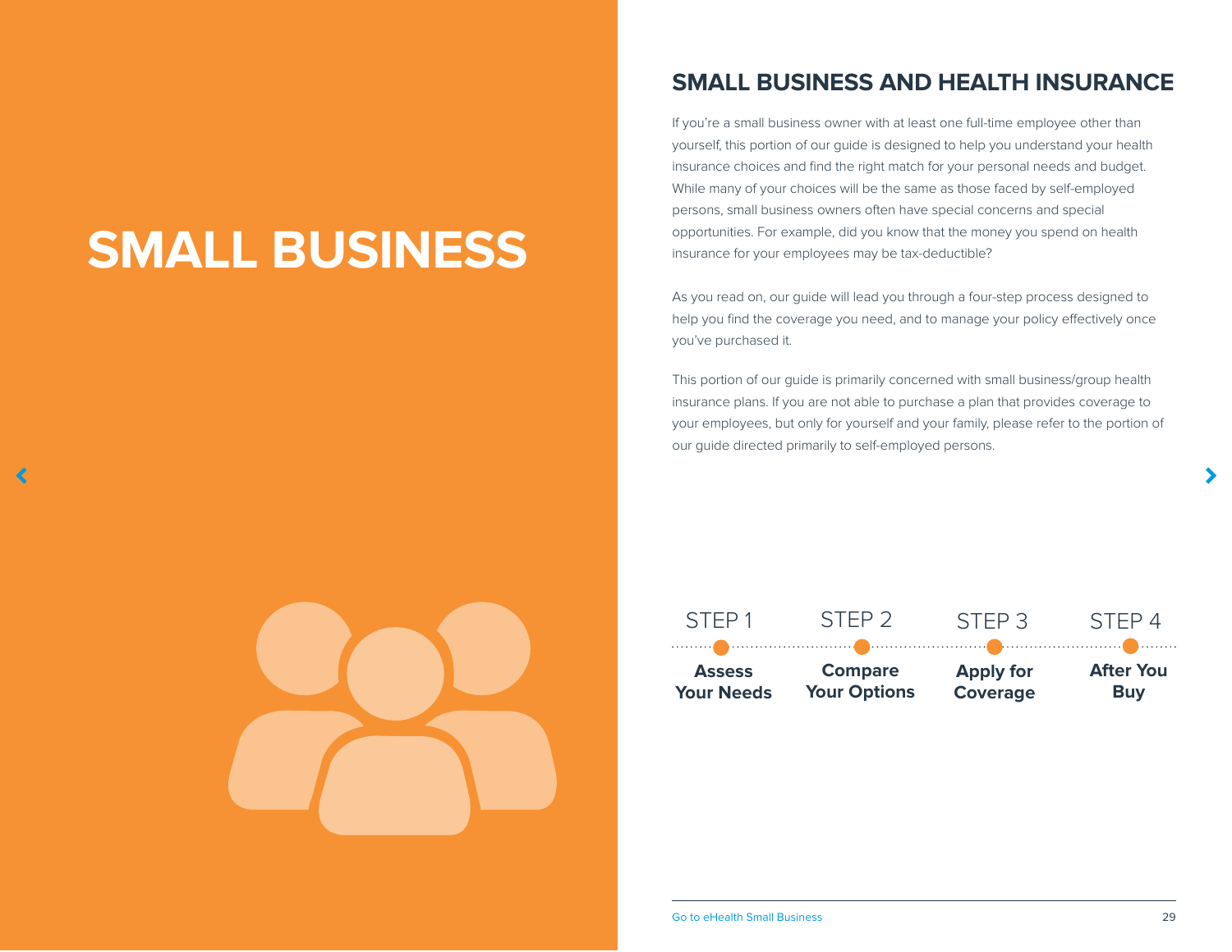# SMALL BUSINESS

## SMALL BUSINESS AND HEALTH INSURANCE

If you're a small business owner with at least one full-time employee other than yourself, this portion of our guide is designed to help you understand your health insurance choices and find the right match for your personal needs and budget. While many of your choices will be the same as those faced by self-employed persons, small business owners often have special concerns and special opportunities. For example, did you know that the money you spend on health insurance for your employees may be tax-deductible?

As you read on, our guide will lead you through a four-step process designed to help you find the coverage you need, and to manage your policy effectively once you've purchased it.

This portion of our guide is primarily concerned with small business/group health insurance plans. If you are not able to purchase a plan that provides coverage to your employees, but only for yourself and your family, please refer to the portion of our guide directed primarily to self-employed persons.

- STEP 1 — **Assess Your Needs**
- STEP 2 — **Compare Your Options**
- STEP 3 — **Apply for Coverage**
- STEP 4 — **After You Buy**

Go to eHealth Small Business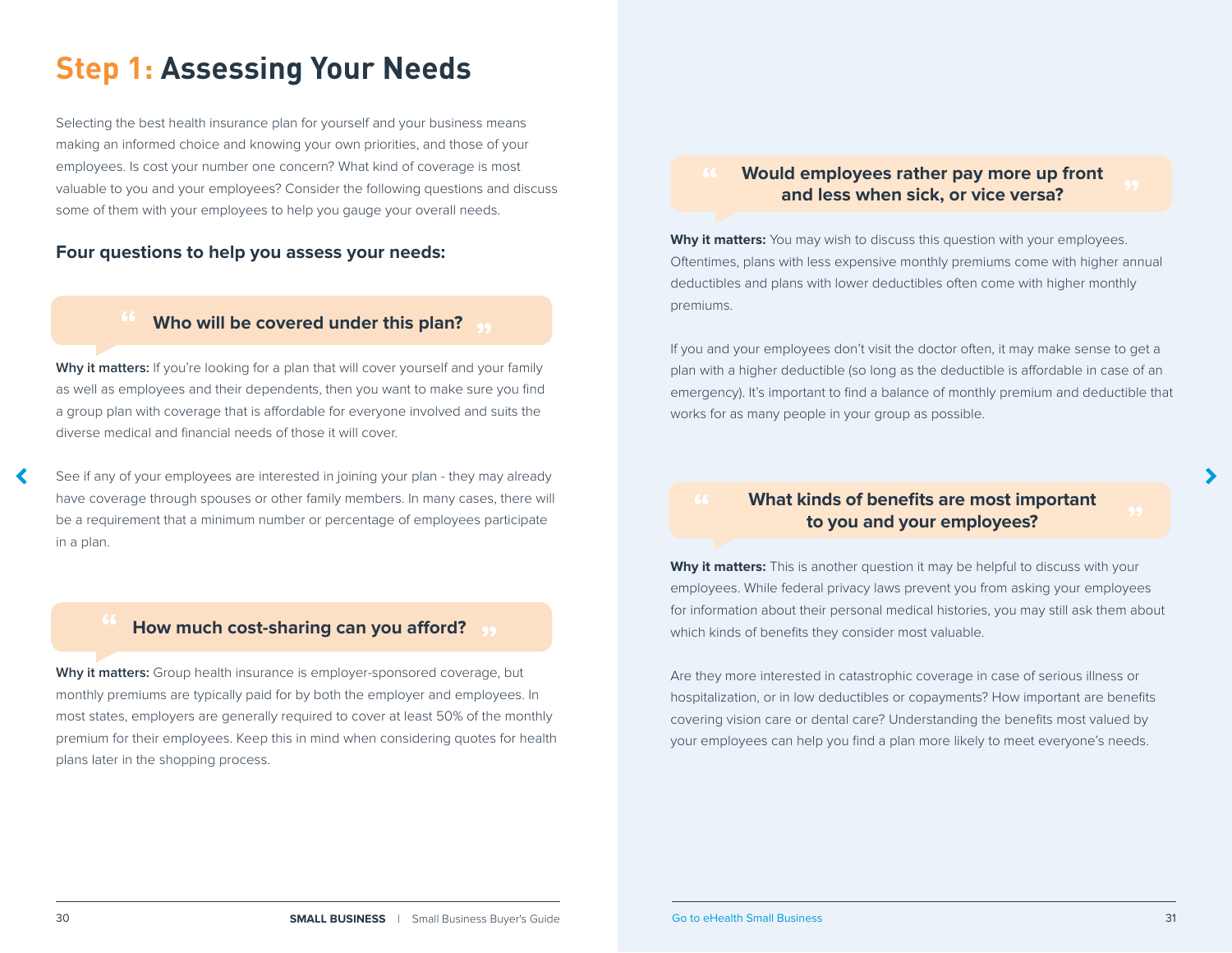# Step 1: Assessing Your Needs

Selecting the best health insurance plan for yourself and your business means making an informed choice and knowing your own priorities, and those of your employees. Is cost your number one concern? What kind of coverage is most valuable to you and your employees? Consider the following questions and discuss some of them with your employees to help you gauge your overall needs.

### Four questions to help you assess your needs:

> **Who will be covered under this plan?**

**Why it matters:** If you're looking for a plan that will cover yourself and your family as well as employees and their dependents, then you want to make sure you find a group plan with coverage that is affordable for everyone involved and suits the diverse medical and financial needs of those it will cover.

See if any of your employees are interested in joining your plan - they may already have coverage through spouses or other family members. In many cases, there will be a requirement that a minimum number or percentage of employees participate in a plan.

> **How much cost-sharing can you afford?**

**Why it matters:** Group health insurance is employer-sponsored coverage, but monthly premiums are typically paid for by both the employer and employees. In most states, employers are generally required to cover at least 50% of the monthly premium for their employees. Keep this in mind when considering quotes for health plans later in the shopping process.

> **Would employees rather pay more up front and less when sick, or vice versa?**

**Why it matters:** You may wish to discuss this question with your employees. Oftentimes, plans with less expensive monthly premiums come with higher annual deductibles and plans with lower deductibles often come with higher monthly premiums.

If you and your employees don't visit the doctor often, it may make sense to get a plan with a higher deductible (so long as the deductible is affordable in case of an emergency). It's important to find a balance of monthly premium and deductible that works for as many people in your group as possible.

> **What kinds of benefits are most important to you and your employees?**

**Why it matters:** This is another question it may be helpful to discuss with your employees. While federal privacy laws prevent you from asking your employees for information about their personal medical histories, you may still ask them about which kinds of benefits they consider most valuable.

Are they more interested in catastrophic coverage in case of serious illness or hospitalization, or in low deductibles or copayments? How important are benefits covering vision care or dental care? Understanding the benefits most valued by your employees can help you find a plan more likely to meet everyone's needs.

Go to eHealth Small Business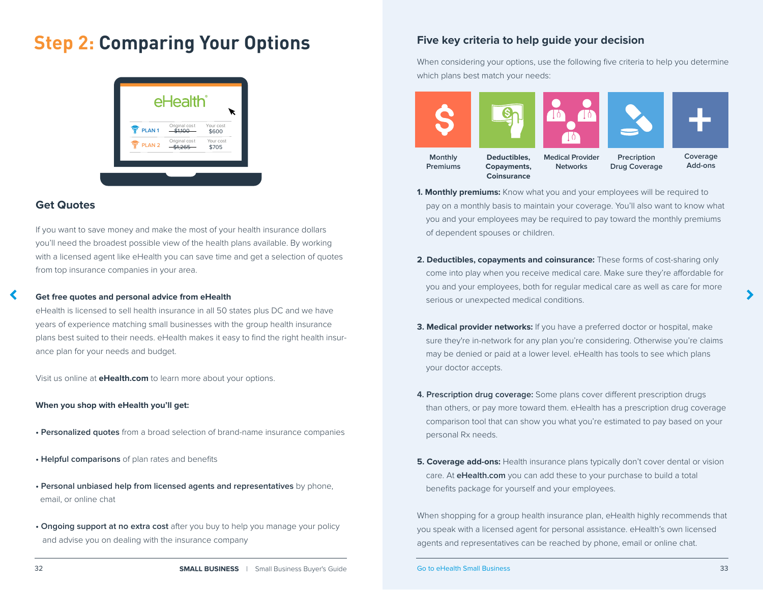# Step 2: Comparing Your Options

## Get Quotes

If you want to save money and make the most of your health insurance dollars you'll need the broadest possible view of the health plans available. By working with a licensed agent like eHealth you can save time and get a selection of quotes from top insurance companies in your area.

**Get free quotes and personal advice from eHealth**
eHealth is licensed to sell health insurance in all 50 states plus DC and we have years of experience matching small businesses with the group health insurance plans best suited to their needs. eHealth makes it easy to find the right health insurance plan for your needs and budget.

Visit us online at **eHealth.com** to learn more about your options.

**When you shop with eHealth you'll get:**

- **Personalized quotes** from a broad selection of brand-name insurance companies
- **Helpful comparisons** of plan rates and benefits
- **Personal unbiased help from licensed agents and representatives** by phone, email, or online chat
- **Ongoing support at no extra cost** after you buy to help you manage your policy and advise you on dealing with the insurance company

## Five key criteria to help guide your decision

When considering your options, use the following five criteria to help you determine which plans best match your needs:

Monthly Premiums | Deductibles, Copayments, Coinsurance | Medical Provider Networks | Precription Drug Coverage | Coverage Add-ons

1. **Monthly premiums:** Know what you and your employees will be required to pay on a monthly basis to maintain your coverage. You'll also want to know what you and your employees may be required to pay toward the monthly premiums of dependent spouses or children.

2. **Deductibles, copayments and coinsurance:** These forms of cost-sharing only come into play when you receive medical care. Make sure they're affordable for you and your employees, both for regular medical care as well as care for more serious or unexpected medical conditions.

3. **Medical provider networks:** If you have a preferred doctor or hospital, make sure they're in-network for any plan you're considering. Otherwise you're claims may be denied or paid at a lower level. eHealth has tools to see which plans your doctor accepts.

4. **Prescription drug coverage:** Some plans cover different prescription drugs than others, or pay more toward them. eHealth has a prescription drug coverage comparison tool that can show you what you're estimated to pay based on your personal Rx needs.

5. **Coverage add-ons:** Health insurance plans typically don't cover dental or vision care. At **eHealth.com** you can add these to your purchase to build a total benefits package for yourself and your employees.

When shopping for a group health insurance plan, eHealth highly recommends that you speak with a licensed agent for personal assistance. eHealth's own licensed agents and representatives can be reached by phone, email or online chat.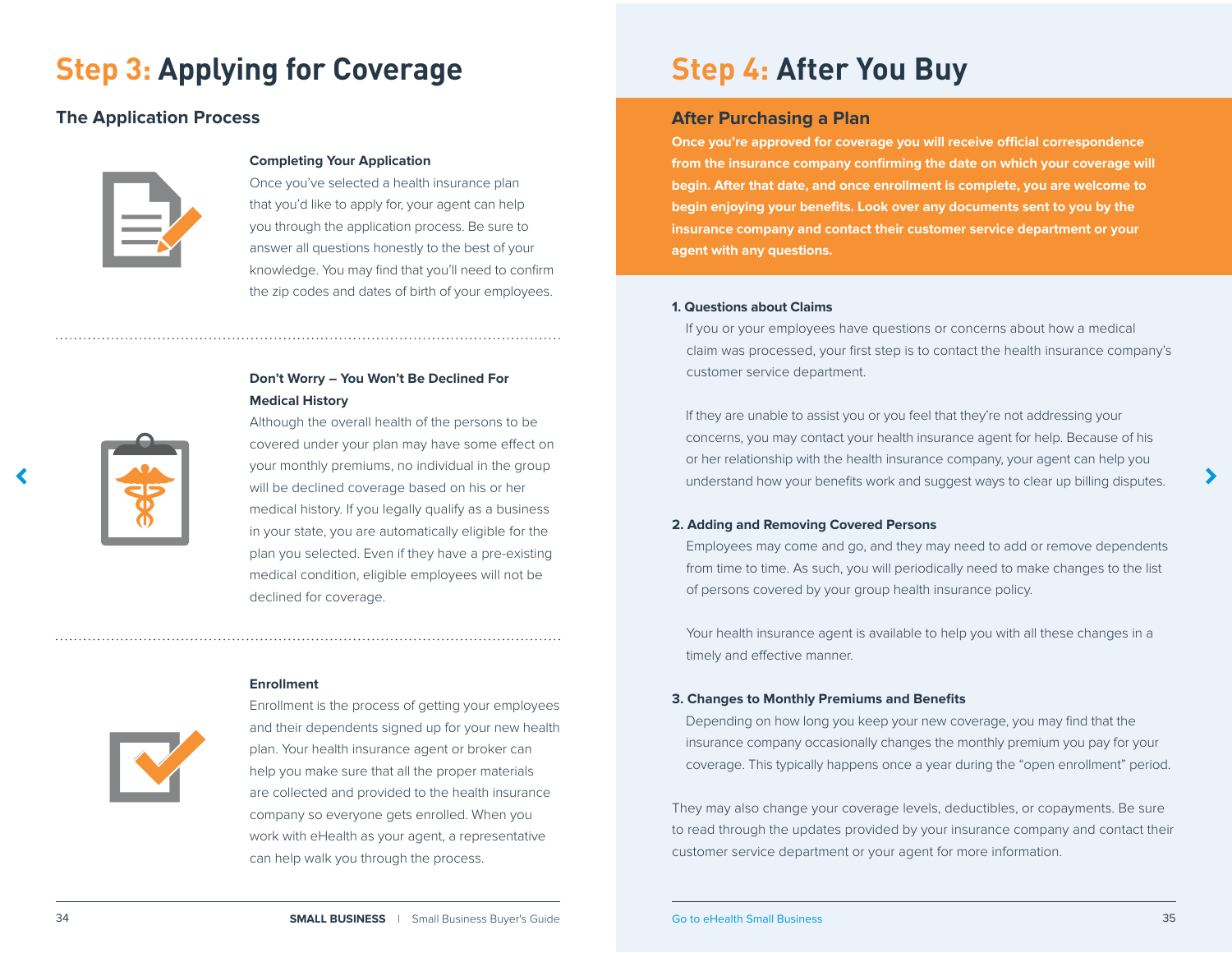# Step 3: Applying for Coverage

## The Application Process

### Completing Your Application

Once you've selected a health insurance plan that you'd like to apply for, your agent can help you through the application process. Be sure to answer all questions honestly to the best of your knowledge. You may find that you'll need to confirm the zip codes and dates of birth of your employees.

### Don't Worry – You Won't Be Declined For Medical History

Although the overall health of the persons to be covered under your plan may have some effect on your monthly premiums, no individual in the group will be declined coverage based on his or her medical history. If you legally qualify as a business in your state, you are automatically eligible for the plan you selected. Even if they have a pre-existing medical condition, eligible employees will not be declined for coverage.

### Enrollment

Enrollment is the process of getting your employees and their dependents signed up for your new health plan. Your health insurance agent or broker can help you make sure that all the proper materials are collected and provided to the health insurance company so everyone gets enrolled. When you work with eHealth as your agent, a representative can help walk you through the process.

# Step 4: After You Buy

## After Purchasing a Plan

**Once you're approved for coverage you will receive official correspondence from the insurance company confirming the date on which your coverage will begin. After that date, and once enrollment is complete, you are welcome to begin enjoying your benefits. Look over any documents sent to you by the insurance company and contact their customer service department or your agent with any questions.**

### 1. Questions about Claims

If you or your employees have questions or concerns about how a medical claim was processed, your first step is to contact the health insurance company's customer service department.

If they are unable to assist you or you feel that they're not addressing your concerns, you may contact your health insurance agent for help. Because of his or her relationship with the health insurance company, your agent can help you understand how your benefits work and suggest ways to clear up billing disputes.

### 2. Adding and Removing Covered Persons

Employees may come and go, and they may need to add or remove dependents from time to time. As such, you will periodically need to make changes to the list of persons covered by your group health insurance policy.

Your health insurance agent is available to help you with all these changes in a timely and effective manner.

### 3. Changes to Monthly Premiums and Benefits

Depending on how long you keep your new coverage, you may find that the insurance company occasionally changes the monthly premium you pay for your coverage. This typically happens once a year during the "open enrollment" period.

They may also change your coverage levels, deductibles, or copayments. Be sure to read through the updates provided by your insurance company and contact their customer service department or your agent for more information.

Go to eHealth Small Business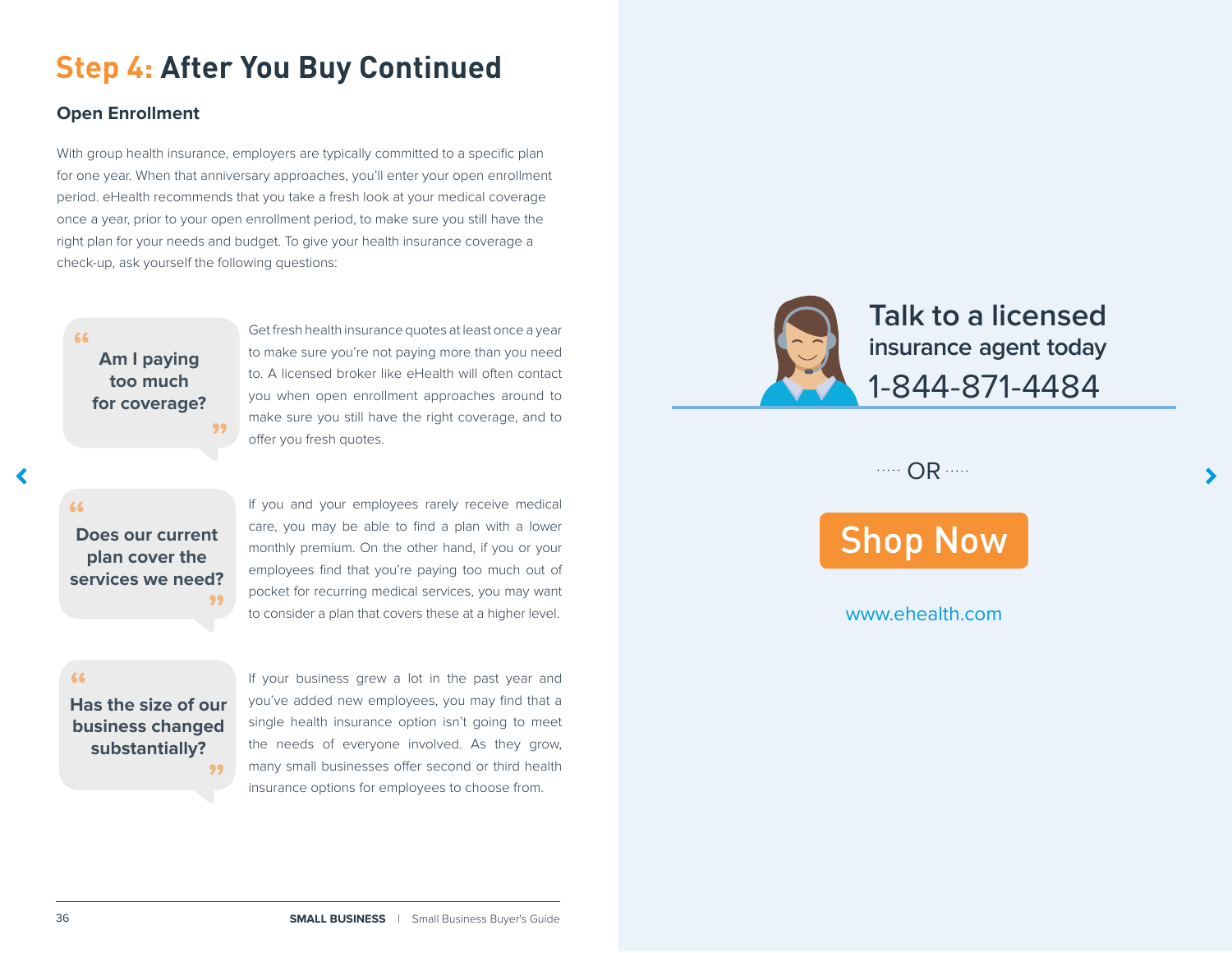# Step 4: After You Buy Continued

## Open Enrollment

With group health insurance, employers are typically committed to a specific plan for one year. When that anniversary approaches, you'll enter your open enrollment period. eHealth recommends that you take a fresh look at your medical coverage once a year, prior to your open enrollment period, to make sure you still have the right plan for your needs and budget. To give your health insurance coverage a check-up, ask yourself the following questions:

**"Am I paying too much for coverage?"**

Get fresh health insurance quotes at least once a year to make sure you're not paying more than you need to. A licensed broker like eHealth will often contact you when open enrollment approaches around to make sure you still have the right coverage, and to offer you fresh quotes.

**"Does our current plan cover the services we need?"**

If you and your employees rarely receive medical care, you may be able to find a plan with a lower monthly premium. On the other hand, if you or your employees find that you're paying too much out of pocket for recurring medical services, you may want to consider a plan that covers these at a higher level.

**"Has the size of our business changed substantially?"**

If your business grew a lot in the past year and you've added new employees, you may find that a single health insurance option isn't going to meet the needs of everyone involved. As they grow, many small businesses offer second or third health insurance options for employees to choose from.

**Talk to a licensed insurance agent today**

1-844-871-4484

OR

**Shop Now**

www.ehealth.com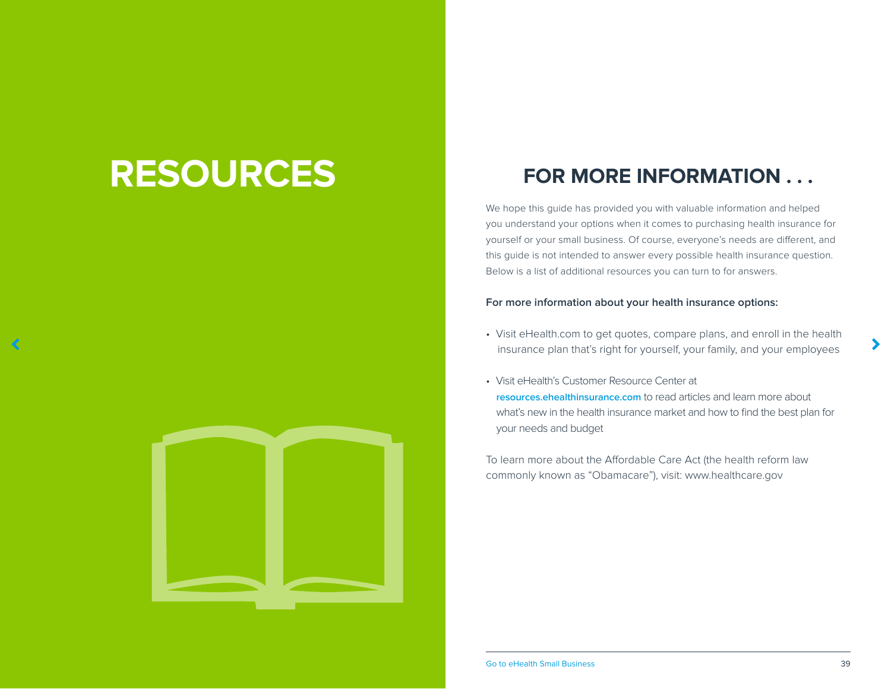# RESOURCES

## FOR MORE INFORMATION . . .

We hope this guide has provided you with valuable information and helped you understand your options when it comes to purchasing health insurance for yourself or your small business. Of course, everyone's needs are different, and this guide is not intended to answer every possible health insurance question. Below is a list of additional resources you can turn to for answers.

**For more information about your health insurance options:**

- Visit eHealth.com to get quotes, compare plans, and enroll in the health insurance plan that's right for yourself, your family, and your employees
- Visit eHealth's Customer Resource Center at **resources.ehealthinsurance.com** to read articles and learn more about what's new in the health insurance market and how to find the best plan for your needs and budget

To learn more about the Affordable Care Act (the health reform law commonly known as "Obamacare"), visit: www.healthcare.gov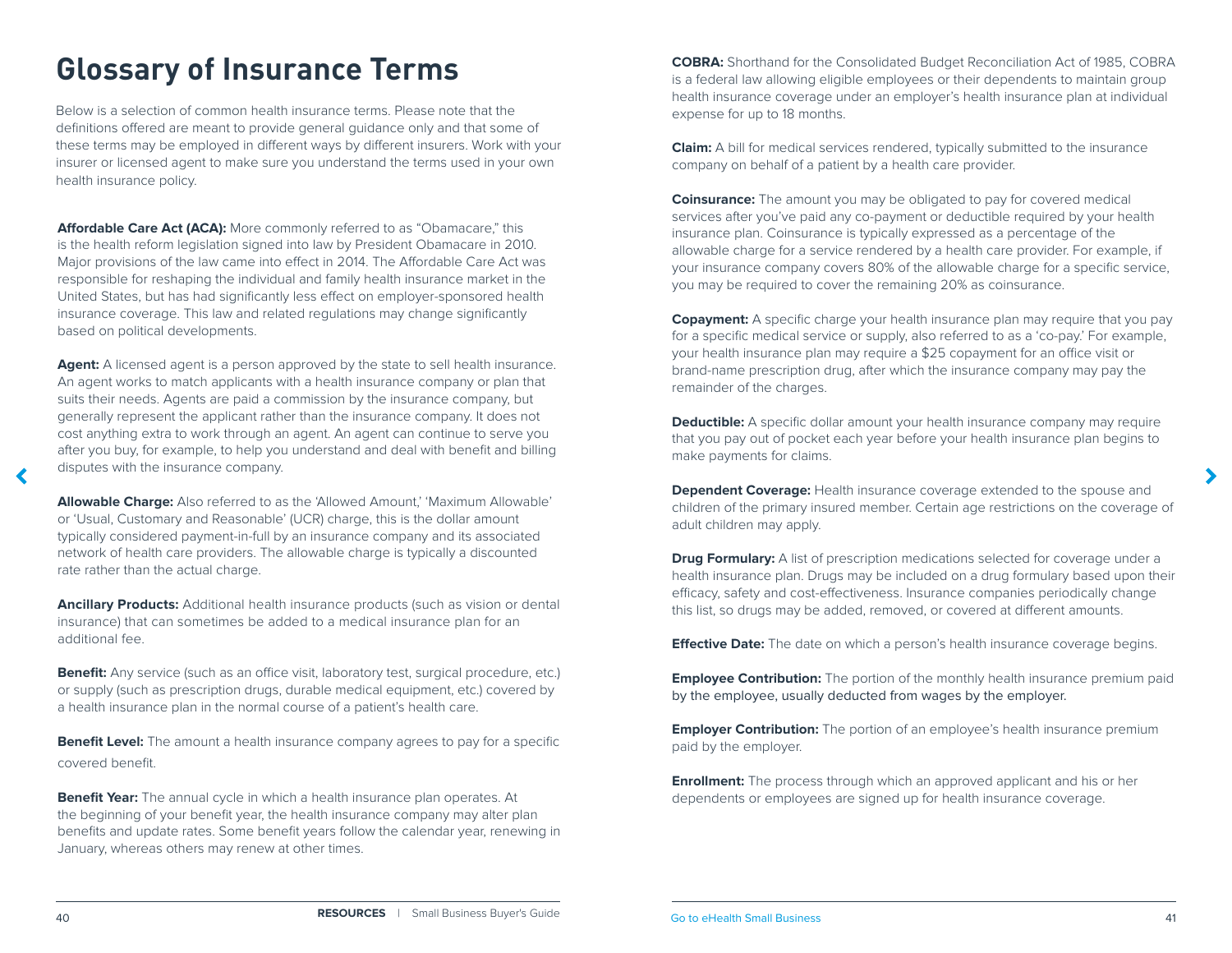# Glossary of Insurance Terms

Below is a selection of common health insurance terms. Please note that the definitions offered are meant to provide general guidance only and that some of these terms may be employed in different ways by different insurers. Work with your insurer or licensed agent to make sure you understand the terms used in your own health insurance policy.

**Affordable Care Act (ACA):** More commonly referred to as "Obamacare," this is the health reform legislation signed into law by President Obamacare in 2010. Major provisions of the law came into effect in 2014. The Affordable Care Act was responsible for reshaping the individual and family health insurance market in the United States, but has had significantly less effect on employer-sponsored health insurance coverage. This law and related regulations may change significantly based on political developments.

**Agent:** A licensed agent is a person approved by the state to sell health insurance. An agent works to match applicants with a health insurance company or plan that suits their needs. Agents are paid a commission by the insurance company, but generally represent the applicant rather than the insurance company. It does not cost anything extra to work through an agent. An agent can continue to serve you after you buy, for example, to help you understand and deal with benefit and billing disputes with the insurance company.

**Allowable Charge:** Also referred to as the 'Allowed Amount,' 'Maximum Allowable' or 'Usual, Customary and Reasonable' (UCR) charge, this is the dollar amount typically considered payment-in-full by an insurance company and its associated network of health care providers. The allowable charge is typically a discounted rate rather than the actual charge.

**Ancillary Products:** Additional health insurance products (such as vision or dental insurance) that can sometimes be added to a medical insurance plan for an additional fee.

**Benefit:** Any service (such as an office visit, laboratory test, surgical procedure, etc.) or supply (such as prescription drugs, durable medical equipment, etc.) covered by a health insurance plan in the normal course of a patient's health care.

**Benefit Level:** The amount a health insurance company agrees to pay for a specific covered benefit.

**Benefit Year:** The annual cycle in which a health insurance plan operates. At the beginning of your benefit year, the health insurance company may alter plan benefits and update rates. Some benefit years follow the calendar year, renewing in January, whereas others may renew at other times.

**COBRA:** Shorthand for the Consolidated Budget Reconciliation Act of 1985, COBRA is a federal law allowing eligible employees or their dependents to maintain group health insurance coverage under an employer's health insurance plan at individual expense for up to 18 months.

**Claim:** A bill for medical services rendered, typically submitted to the insurance company on behalf of a patient by a health care provider.

**Coinsurance:** The amount you may be obligated to pay for covered medical services after you've paid any co-payment or deductible required by your health insurance plan. Coinsurance is typically expressed as a percentage of the allowable charge for a service rendered by a health care provider. For example, if your insurance company covers 80% of the allowable charge for a specific service, you may be required to cover the remaining 20% as coinsurance.

**Copayment:** A specific charge your health insurance plan may require that you pay for a specific medical service or supply, also referred to as a 'co-pay.' For example, your health insurance plan may require a $25 copayment for an office visit or brand-name prescription drug, after which the insurance company may pay the remainder of the charges.

**Deductible:** A specific dollar amount your health insurance company may require that you pay out of pocket each year before your health insurance plan begins to make payments for claims.

**Dependent Coverage:** Health insurance coverage extended to the spouse and children of the primary insured member. Certain age restrictions on the coverage of adult children may apply.

**Drug Formulary:** A list of prescription medications selected for coverage under a health insurance plan. Drugs may be included on a drug formulary based upon their efficacy, safety and cost-effectiveness. Insurance companies periodically change this list, so drugs may be added, removed, or covered at different amounts.

**Effective Date:** The date on which a person's health insurance coverage begins.

**Employee Contribution:** The portion of the monthly health insurance premium paid by the employee, usually deducted from wages by the employer.

**Employer Contribution:** The portion of an employee's health insurance premium paid by the employer.

**Enrollment:** The process through which an approved applicant and his or her dependents or employees are signed up for health insurance coverage.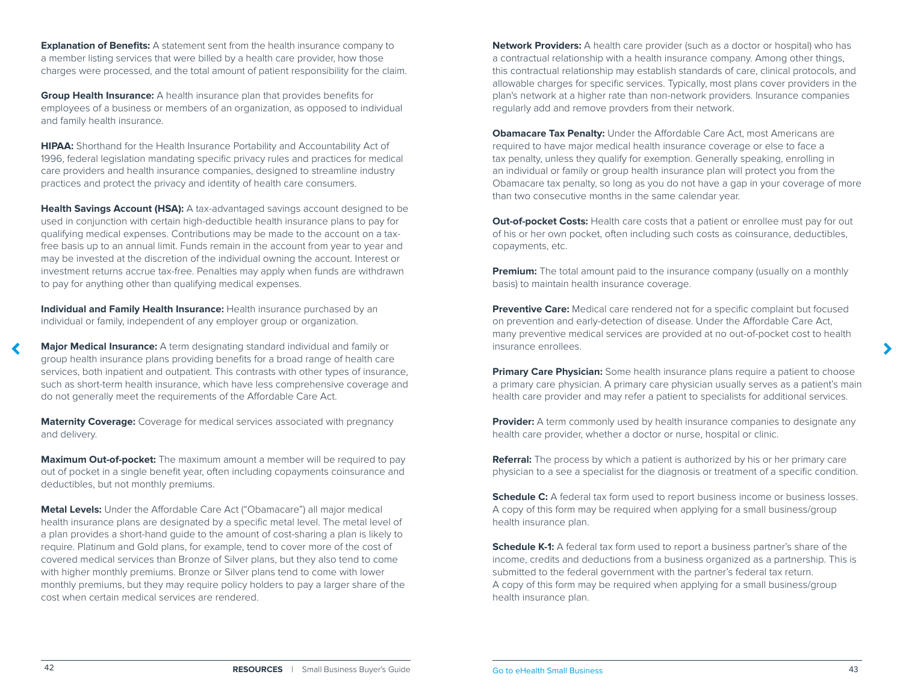**Explanation of Benefits:** A statement sent from the health insurance company to a member listing services that were billed by a health care provider, how those charges were processed, and the total amount of patient responsibility for the claim.

**Group Health Insurance:** A health insurance plan that provides benefits for employees of a business or members of an organization, as opposed to individual and family health insurance.

**HIPAA:** Shorthand for the Health Insurance Portability and Accountability Act of 1996, federal legislation mandating specific privacy rules and practices for medical care providers and health insurance companies, designed to streamline industry practices and protect the privacy and identity of health care consumers.

**Health Savings Account (HSA):** A tax-advantaged savings account designed to be used in conjunction with certain high-deductible health insurance plans to pay for qualifying medical expenses. Contributions may be made to the account on a tax-free basis up to an annual limit. Funds remain in the account from year to year and may be invested at the discretion of the individual owning the account. Interest or investment returns accrue tax-free. Penalties may apply when funds are withdrawn to pay for anything other than qualifying medical expenses.

**Individual and Family Health Insurance:** Health insurance purchased by an individual or family, independent of any employer group or organization.

**Major Medical Insurance:** A term designating standard individual and family or group health insurance plans providing benefits for a broad range of health care services, both inpatient and outpatient. This contrasts with other types of insurance, such as short-term health insurance, which have less comprehensive coverage and do not generally meet the requirements of the Affordable Care Act.

**Maternity Coverage:** Coverage for medical services associated with pregnancy and delivery.

**Maximum Out-of-pocket:** The maximum amount a member will be required to pay out of pocket in a single benefit year, often including copayments coinsurance and deductibles, but not monthly premiums.

**Metal Levels:** Under the Affordable Care Act ("Obamacare") all major medical health insurance plans are designated by a specific metal level. The metal level of a plan provides a short-hand guide to the amount of cost-sharing a plan is likely to require. Platinum and Gold plans, for example, tend to cover more of the cost of covered medical services than Bronze of Silver plans, but they also tend to come with higher monthly premiums. Bronze or Silver plans tend to come with lower monthly premiums, but they may require policy holders to pay a larger share of the cost when certain medical services are rendered.

**Network Providers:** A health care provider (such as a doctor or hospital) who has a contractual relationship with a health insurance company. Among other things, this contractual relationship may establish standards of care, clinical protocols, and allowable charges for specific services. Typically, most plans cover providers in the plan's network at a higher rate than non-network providers. Insurance companies regularly add and remove provders from their network.

**Obamacare Tax Penalty:** Under the Affordable Care Act, most Americans are required to have major medical health insurance coverage or else to face a tax penalty, unless they qualify for exemption. Generally speaking, enrolling in an individual or family or group health insurance plan will protect you from the Obamacare tax penalty, so long as you do not have a gap in your coverage of more than two consecutive months in the same calendar year.

**Out-of-pocket Costs:** Health care costs that a patient or enrollee must pay for out of his or her own pocket, often including such costs as coinsurance, deductibles, copayments, etc.

**Premium:** The total amount paid to the insurance company (usually on a monthly basis) to maintain health insurance coverage.

**Preventive Care:** Medical care rendered not for a specific complaint but focused on prevention and early-detection of disease. Under the Affordable Care Act, many preventive medical services are provided at no out-of-pocket cost to health insurance enrollees.

**Primary Care Physician:** Some health insurance plans require a patient to choose a primary care physician. A primary care physician usually serves as a patient's main health care provider and may refer a patient to specialists for additional services.

**Provider:** A term commonly used by health insurance companies to designate any health care provider, whether a doctor or nurse, hospital or clinic.

**Referral:** The process by which a patient is authorized by his or her primary care physician to a see a specialist for the diagnosis or treatment of a specific condition.

**Schedule C:** A federal tax form used to report business income or business losses. A copy of this form may be required when applying for a small business/group health insurance plan.

**Schedule K-1:** A federal tax form used to report a business partner's share of the income, credits and deductions from a business organized as a partnership. This is submitted to the federal government with the partner's federal tax return. A copy of this form may be required when applying for a small business/group health insurance plan.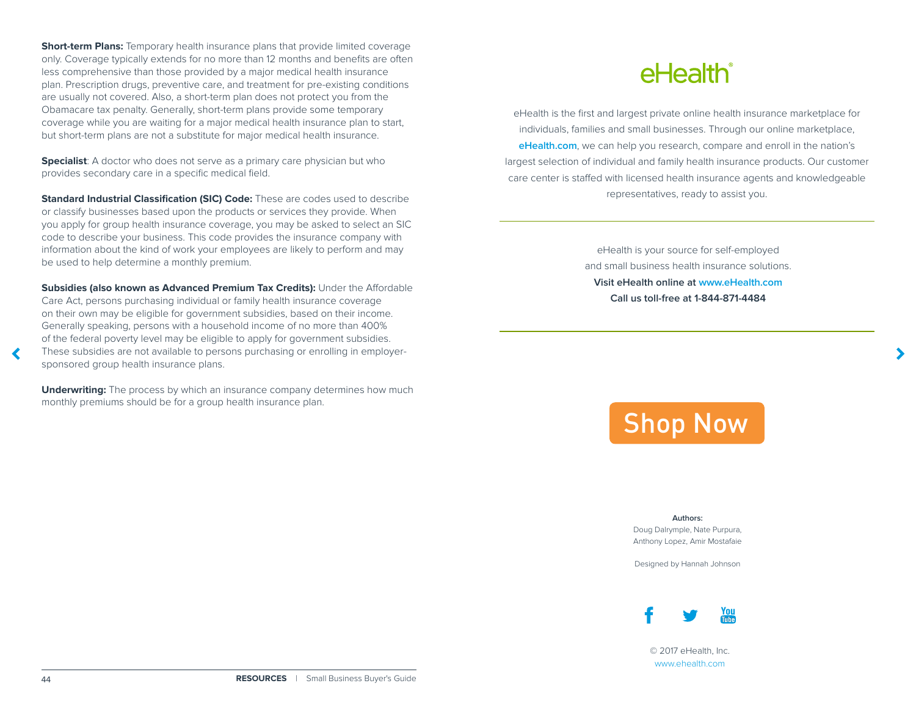**Short-term Plans:** Temporary health insurance plans that provide limited coverage only. Coverage typically extends for no more than 12 months and benefits are often less comprehensive than those provided by a major medical health insurance plan. Prescription drugs, preventive care, and treatment for pre-existing conditions are usually not covered. Also, a short-term plan does not protect you from the Obamacare tax penalty. Generally, short-term plans provide some temporary coverage while you are waiting for a major medical health insurance plan to start, but short-term plans are not a substitute for major medical health insurance.

**Specialist**: A doctor who does not serve as a primary care physician but who provides secondary care in a specific medical field.

**Standard Industrial Classification (SIC) Code:** These are codes used to describe or classify businesses based upon the products or services they provide. When you apply for group health insurance coverage, you may be asked to select an SIC code to describe your business. This code provides the insurance company with information about the kind of work your employees are likely to perform and may be used to help determine a monthly premium.

**Subsidies (also known as Advanced Premium Tax Credits):** Under the Affordable Care Act, persons purchasing individual or family health insurance coverage on their own may be eligible for government subsidies, based on their income. Generally speaking, persons with a household income of no more than 400% of the federal poverty level may be eligible to apply for government subsidies. These subsidies are not available to persons purchasing or enrolling in employer-sponsored group health insurance plans.

**Underwriting:** The process by which an insurance company determines how much monthly premiums should be for a group health insurance plan.

eHealth®

eHealth is the first and largest private online health insurance marketplace for individuals, families and small businesses. Through our online marketplace, eHealth.com, we can help you research, compare and enroll in the nation's largest selection of individual and family health insurance products. Our customer care center is staffed with licensed health insurance agents and knowledgeable representatives, ready to assist you.

---

eHealth is your source for self-employed and small business health insurance solutions.

**Visit eHealth online at www.eHealth.com**

**Call us toll-free at 1-844-871-4484**

---

Shop Now

**Authors:**
Doug Dalrymple, Nate Purpura, Anthony Lopez, Amir Mostafaie

Designed by Hannah Johnson

© 2017 eHealth, Inc.
www.ehealth.com